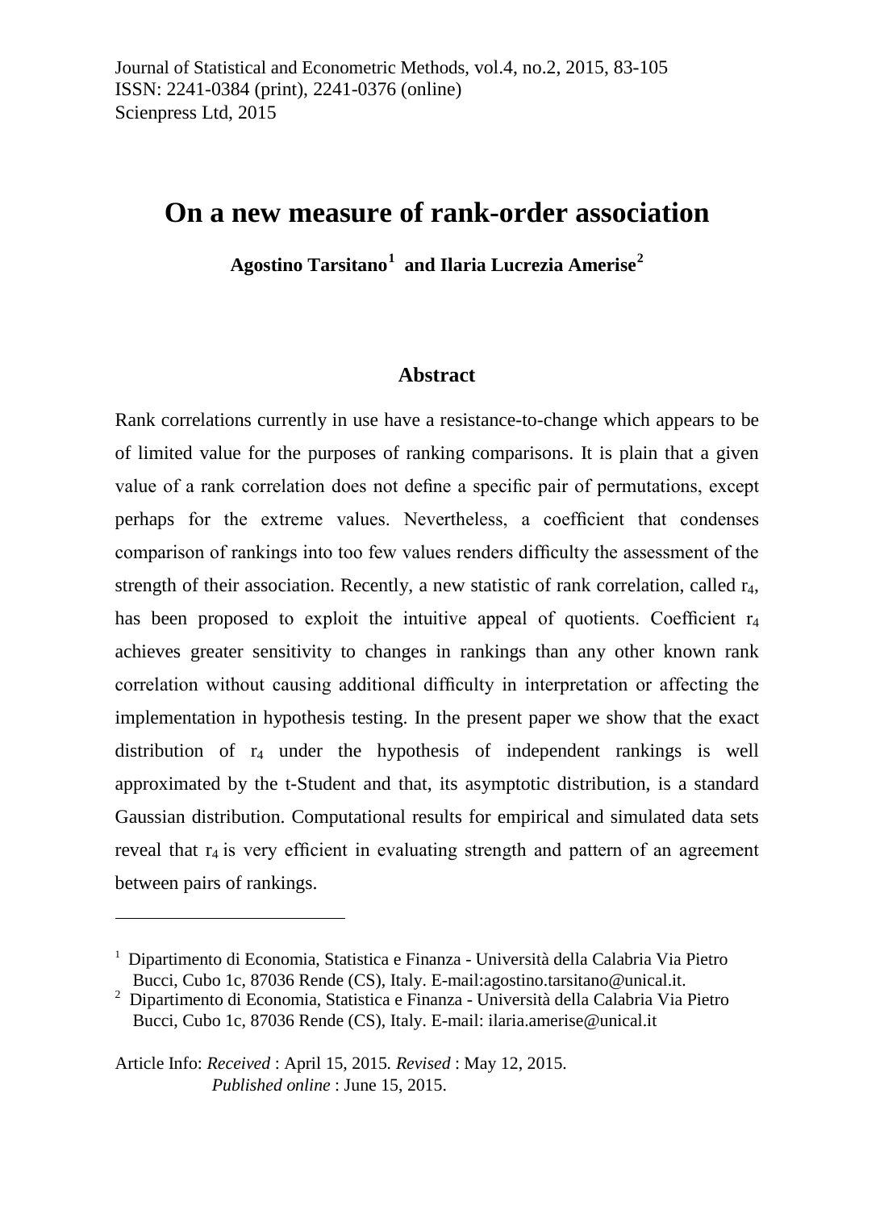Journal of Statistical and Econometric Methods, vol.4, no.2, 2015, 83-105
ISSN: 2241-0384 (print), 2241-0376 (online)
Scienpress Ltd, 2015

# On a new measure of rank-order association

**Agostino Tarsitano[1] and Ilaria Lucrezia Amerise[2]**

## Abstract

Rank correlations currently in use have a resistance-to-change which appears to be of limited value for the purposes of ranking comparisons. It is plain that a given value of a rank correlation does not define a specific pair of permutations, except perhaps for the extreme values. Nevertheless, a coefficient that condenses comparison of rankings into too few values renders difficulty the assessment of the strength of their association. Recently, a new statistic of rank correlation, called $r_4$, has been proposed to exploit the intuitive appeal of quotients. Coefficient $r_4$ achieves greater sensitivity to changes in rankings than any other known rank correlation without causing additional difficulty in interpretation or affecting the implementation in hypothesis testing. In the present paper we show that the exact distribution of $r_4$ under the hypothesis of independent rankings is well approximated by the t-Student and that, its asymptotic distribution, is a standard Gaussian distribution. Computational results for empirical and simulated data sets reveal that $r_4$ is very efficient in evaluating strength and pattern of an agreement between pairs of rankings.

---

[1] Dipartimento di Economia, Statistica e Finanza - Università della Calabria Via Pietro Bucci, Cubo 1c, 87036 Rende (CS), Italy. E-mail:agostino.tarsitano@unical.it.

[2] Dipartimento di Economia, Statistica e Finanza - Università della Calabria Via Pietro Bucci, Cubo 1c, 87036 Rende (CS), Italy. E-mail: ilaria.amerise@unical.it

Article Info: *Received* : April 15, 2015. *Revised* : May 12, 2015.
*Published online* : June 15, 2015.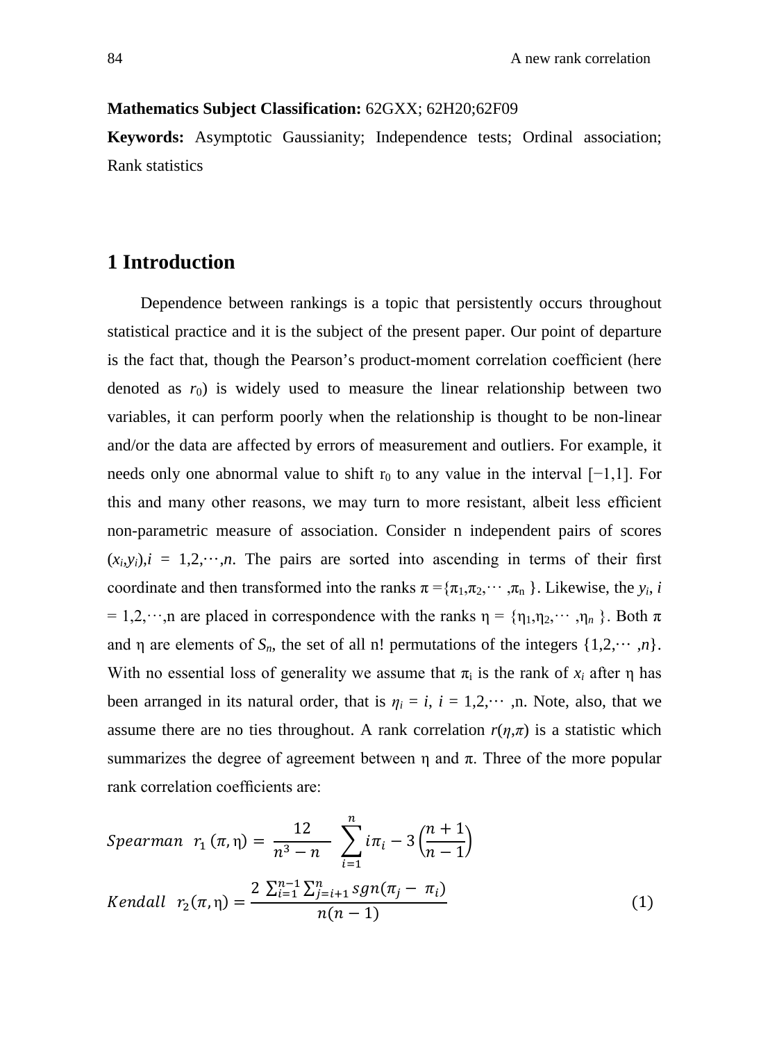**Mathematics Subject Classification:** 62GXX; 62H20;62F09

**Keywords:** Asymptotic Gaussianity; Independence tests; Ordinal association; Rank statistics

## 1 Introduction

Dependence between rankings is a topic that persistently occurs throughout statistical practice and it is the subject of the present paper. Our point of departure is the fact that, though the Pearson's product-moment correlation coefficient (here denoted as $r_0$) is widely used to measure the linear relationship between two variables, it can perform poorly when the relationship is thought to be non-linear and/or the data are affected by errors of measurement and outliers. For example, it needs only one abnormal value to shift $r_0$ to any value in the interval $[-1,1]$. For this and many other reasons, we may turn to more resistant, albeit less efficient non-parametric measure of association. Consider n independent pairs of scores $(x_i,y_i), i = 1,2,\cdots,n$. The pairs are sorted into ascending in terms of their first coordinate and then transformed into the ranks $\pi = \{\pi_1,\pi_2,\cdots,\pi_n\}$. Likewise, the $y_i$, $i = 1,2,\cdots,n$ are placed in correspondence with the ranks $\eta = \{\eta_1,\eta_2,\cdots,\eta_n\}$. Both $\pi$ and $\eta$ are elements of $S_n$, the set of all n! permutations of the integers $\{1,2,\cdots,n\}$. With no essential loss of generality we assume that $\pi_i$ is the rank of $x_i$ after $\eta$ has been arranged in its natural order, that is $\eta_i = i$, $i = 1,2,\cdots,n$. Note, also, that we assume there are no ties throughout. A rank correlation $r(\eta,\pi)$ is a statistic which summarizes the degree of agreement between $\eta$ and $\pi$. Three of the more popular rank correlation coefficients are:

$$Spearman \quad r_1(\pi,\eta) = \frac{12}{n^3-n}\sum_{i=1}^{n} i\pi_i - 3\left(\frac{n+1}{n-1}\right)$$

$$Kendall \quad r_2(\pi,\eta) = \frac{2\sum_{i=1}^{n-1}\sum_{j=i+1}^{n} sgn(\pi_j - \pi_i)}{n(n-1)} \tag{1}$$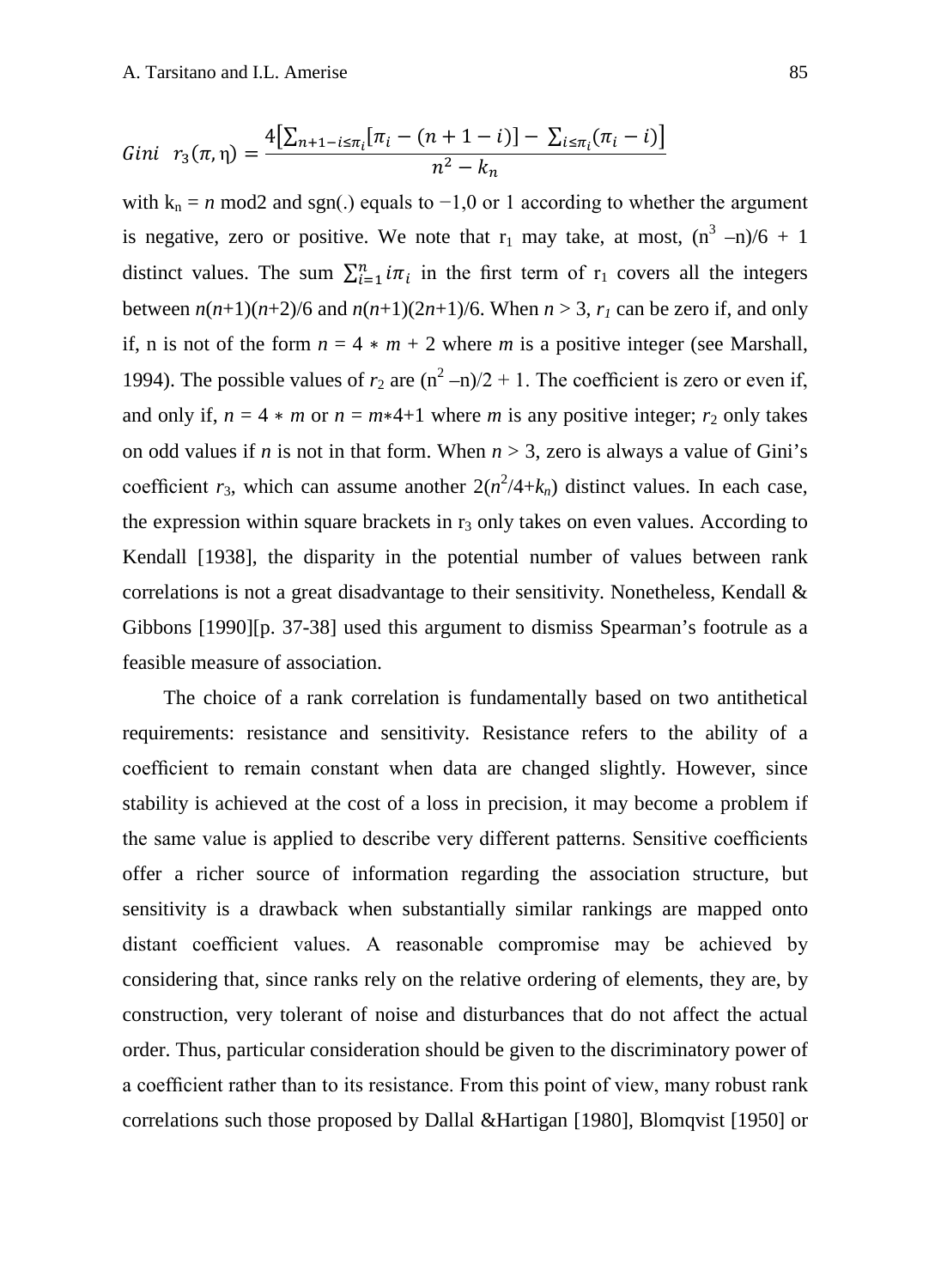$$Gini \quad r_3(\pi, \eta) = \frac{4\left[\sum_{n+1-i\leq\pi_i}[\pi_i - (n+1-i)] - \sum_{i\leq\pi_i}(\pi_i - i)\right]}{n^2 - k_n}$$

with $k_n = n \bmod 2$ and sgn(.) equals to −1,0 or 1 according to whether the argument is negative, zero or positive. We note that $r_1$ may take, at most, $(n^3 - n)/6 + 1$ distinct values. The sum $\sum_{i=1}^{n} i\pi_i$ in the first term of $r_1$ covers all the integers between $n(n+1)(n+2)/6$ and $n(n+1)(2n+1)/6$. When $n > 3$, $r_1$ can be zero if, and only if, n is not of the form $n = 4 * m + 2$ where $m$ is a positive integer (see Marshall, 1994). The possible values of $r_2$ are $(n^2 - n)/2 + 1$. The coefficient is zero or even if, and only if, $n = 4 * m$ or $n = m*4+1$ where $m$ is any positive integer; $r_2$ only takes on odd values if $n$ is not in that form. When $n > 3$, zero is always a value of Gini's coefficient $r_3$, which can assume another $2(n^2/4+k_n)$ distinct values. In each case, the expression within square brackets in $r_3$ only takes on even values. According to Kendall [1938], the disparity in the potential number of values between rank correlations is not a great disadvantage to their sensitivity. Nonetheless, Kendall & Gibbons [1990][p. 37-38] used this argument to dismiss Spearman's footrule as a feasible measure of association.

The choice of a rank correlation is fundamentally based on two antithetical requirements: resistance and sensitivity. Resistance refers to the ability of a coefficient to remain constant when data are changed slightly. However, since stability is achieved at the cost of a loss in precision, it may become a problem if the same value is applied to describe very different patterns. Sensitive coefficients offer a richer source of information regarding the association structure, but sensitivity is a drawback when substantially similar rankings are mapped onto distant coefficient values. A reasonable compromise may be achieved by considering that, since ranks rely on the relative ordering of elements, they are, by construction, very tolerant of noise and disturbances that do not affect the actual order. Thus, particular consideration should be given to the discriminatory power of a coefficient rather than to its resistance. From this point of view, many robust rank correlations such those proposed by Dallal &Hartigan [1980], Blomqvist [1950] or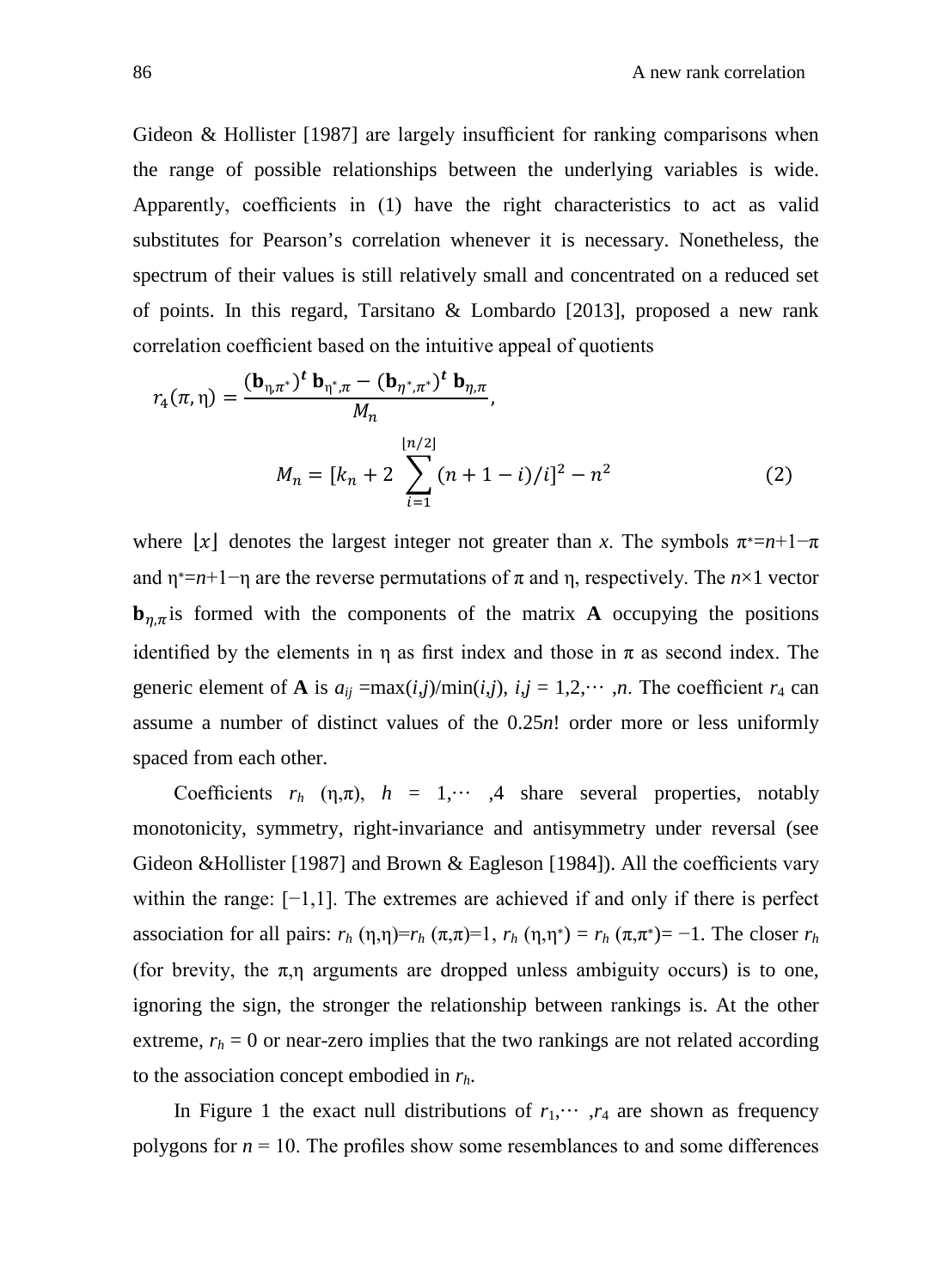Gideon & Hollister [1987] are largely insufficient for ranking comparisons when the range of possible relationships between the underlying variables is wide. Apparently, coefficients in (1) have the right characteristics to act as valid substitutes for Pearson's correlation whenever it is necessary. Nonetheless, the spectrum of their values is still relatively small and concentrated on a reduced set of points. In this regard, Tarsitano & Lombardo [2013], proposed a new rank correlation coefficient based on the intuitive appeal of quotients

$$r_4(\pi, \eta) = \frac{(\mathbf{b}_{\eta,\pi^*})^t\, \mathbf{b}_{\eta^*,\pi} - (\mathbf{b}_{\eta^*,\pi^*})^t\, \mathbf{b}_{\eta,\pi}}{M_n},$$

$$M_n = [k_n + 2\sum_{i=1}^{\lfloor n/2 \rfloor}(n+1-i)/i]^2 - n^2 \tag{2}$$

where $\lfloor x \rfloor$ denotes the largest integer not greater than $x$. The symbols $\pi^*=n+1-\pi$ and $\eta^*=n+1-\eta$ are the reverse permutations of $\pi$ and $\eta$, respectively. The $n\times 1$ vector $\mathbf{b}_{\eta,\pi}$ is formed with the components of the matrix $\mathbf{A}$ occupying the positions identified by the elements in $\eta$ as first index and those in $\pi$ as second index. The generic element of $\mathbf{A}$ is $a_{ij} = \max(i,j)/\min(i,j)$, $i,j = 1,2,\cdots,n$. The coefficient $r_4$ can assume a number of distinct values of the $0.25n!$ order more or less uniformly spaced from each other.

Coefficients $r_h$ $(\eta,\pi)$, $h = 1,\cdots,4$ share several properties, notably monotonicity, symmetry, right-invariance and antisymmetry under reversal (see Gideon &Hollister [1987] and Brown & Eagleson [1984]). All the coefficients vary within the range: $[-1,1]$. The extremes are achieved if and only if there is perfect association for all pairs: $r_h(\eta,\eta)=r_h(\pi,\pi)=1$, $r_h(\eta,\eta^*) = r_h(\pi,\pi^*) = -1$. The closer $r_h$ (for brevity, the $\pi,\eta$ arguments are dropped unless ambiguity occurs) is to one, ignoring the sign, the stronger the relationship between rankings is. At the other extreme, $r_h = 0$ or near-zero implies that the two rankings are not related according to the association concept embodied in $r_h$.

In Figure 1 the exact null distributions of $r_1,\cdots,r_4$ are shown as frequency polygons for $n = 10$. The profiles show some resemblances to and some differences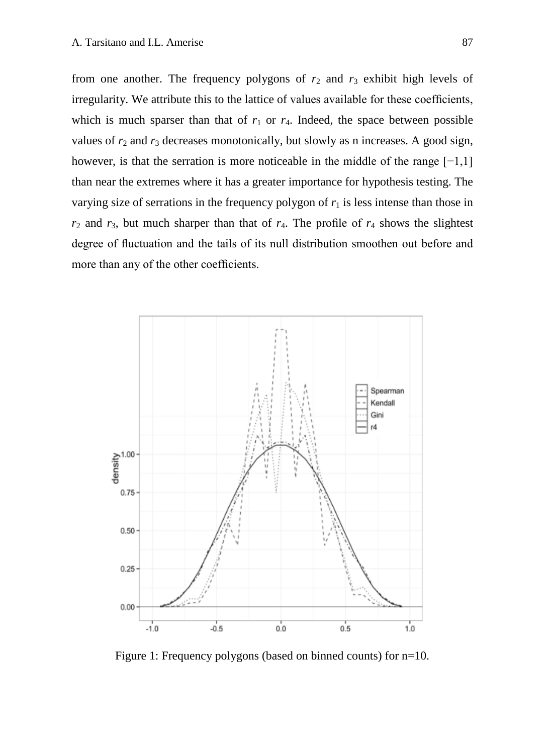from one another. The frequency polygons of $r_2$ and $r_3$ exhibit high levels of irregularity. We attribute this to the lattice of values available for these coefficients, which is much sparser than that of $r_1$ or $r_4$. Indeed, the space between possible values of $r_2$ and $r_3$ decreases monotonically, but slowly as n increases. A good sign, however, is that the serration is more noticeable in the middle of the range $[-1,1]$ than near the extremes where it has a greater importance for hypothesis testing. The varying size of serrations in the frequency polygon of $r_1$ is less intense than those in $r_2$ and $r_3$, but much sharper than that of $r_4$. The profile of $r_4$ shows the slightest degree of fluctuation and the tails of its null distribution smoothen out before and more than any of the other coefficients.

Figure 1: Frequency polygons (based on binned counts) for n=10.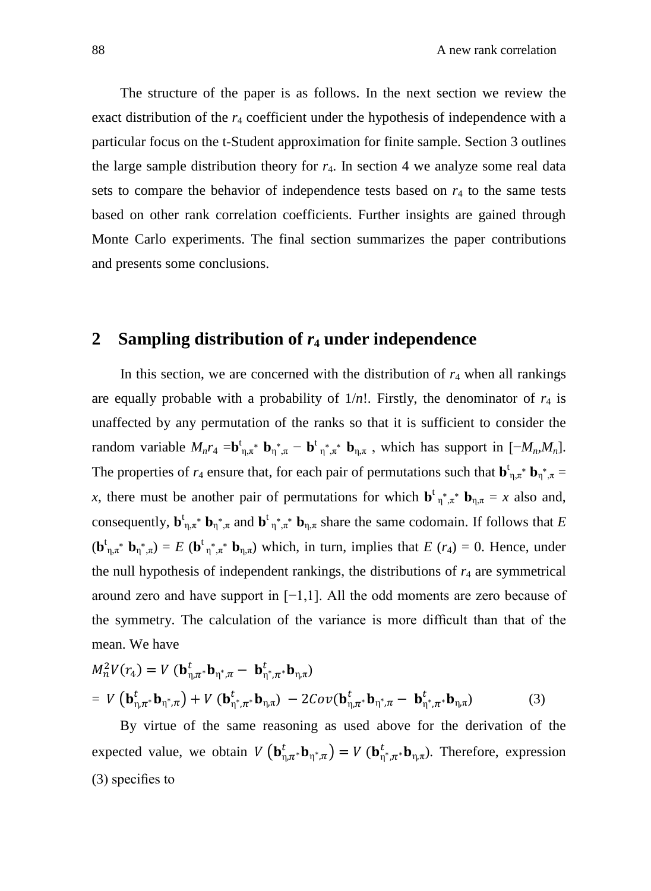The structure of the paper is as follows. In the next section we review the exact distribution of the $r_4$ coefficient under the hypothesis of independence with a particular focus on the t-Student approximation for finite sample. Section 3 outlines the large sample distribution theory for $r_4$. In section 4 we analyze some real data sets to compare the behavior of independence tests based on $r_4$ to the same tests based on other rank correlation coefficients. Further insights are gained through Monte Carlo experiments. The final section summarizes the paper contributions and presents some conclusions.

## 2 Sampling distribution of $r_4$ under independence

In this section, we are concerned with the distribution of $r_4$ when all rankings are equally probable with a probability of $1/n!$. Firstly, the denominator of $r_4$ is unaffected by any permutation of the ranks so that it is sufficient to consider the random variable $M_n r_4 = \mathbf{b}^t_{\eta,\pi^*}\, \mathbf{b}_{\eta^*,\pi} - \mathbf{b}^t_{\eta^*,\pi^*}\, \mathbf{b}_{\eta,\pi}$ , which has support in $[-M_n, M_n]$. The properties of $r_4$ ensure that, for each pair of permutations such that $\mathbf{b}^t_{\eta,\pi^*}\, \mathbf{b}_{\eta^*,\pi} = x$, there must be another pair of permutations for which $\mathbf{b}^t_{\eta^*,\pi^*}\, \mathbf{b}_{\eta,\pi} = x$ also and, consequently, $\mathbf{b}^t_{\eta,\pi^*}\, \mathbf{b}_{\eta^*,\pi}$ and $\mathbf{b}^t_{\eta^*,\pi^*}\, \mathbf{b}_{\eta,\pi}$ share the same codomain. If follows that $E\,(\mathbf{b}^t_{\eta,\pi^*}\, \mathbf{b}_{\eta^*,\pi}) = E\,(\mathbf{b}^t_{\eta^*,\pi^*}\, \mathbf{b}_{\eta,\pi})$ which, in turn, implies that $E\,(r_4) = 0$. Hence, under the null hypothesis of independent rankings, the distributions of $r_4$ are symmetrical around zero and have support in $[-1,1]$. All the odd moments are zero because of the symmetry. The calculation of the variance is more difficult than that of the mean. We have

$$
\begin{aligned}
M_n^2 V(r_4) &= V\,(\mathbf{b}^t_{\eta,\pi^*}\mathbf{b}_{\eta^*,\pi} - \mathbf{b}^t_{\eta^*,\pi^*}\mathbf{b}_{\eta,\pi}) \\
&= V\left(\mathbf{b}^t_{\eta,\pi^*}\mathbf{b}_{\eta^*,\pi}\right) + V\,(\mathbf{b}^t_{\eta^*,\pi^*}\mathbf{b}_{\eta,\pi}) - 2Cov(\mathbf{b}^t_{\eta,\pi^*}\mathbf{b}_{\eta^*,\pi} - \mathbf{b}^t_{\eta^*,\pi^*}\mathbf{b}_{\eta,\pi}) \qquad (3)
\end{aligned}
$$

By virtue of the same reasoning as used above for the derivation of the expected value, we obtain $V\left(\mathbf{b}^t_{\eta,\pi^*}\mathbf{b}_{\eta^*,\pi}\right) = V\,(\mathbf{b}^t_{\eta^*,\pi^*}\mathbf{b}_{\eta,\pi})$. Therefore, expression (3) specifies to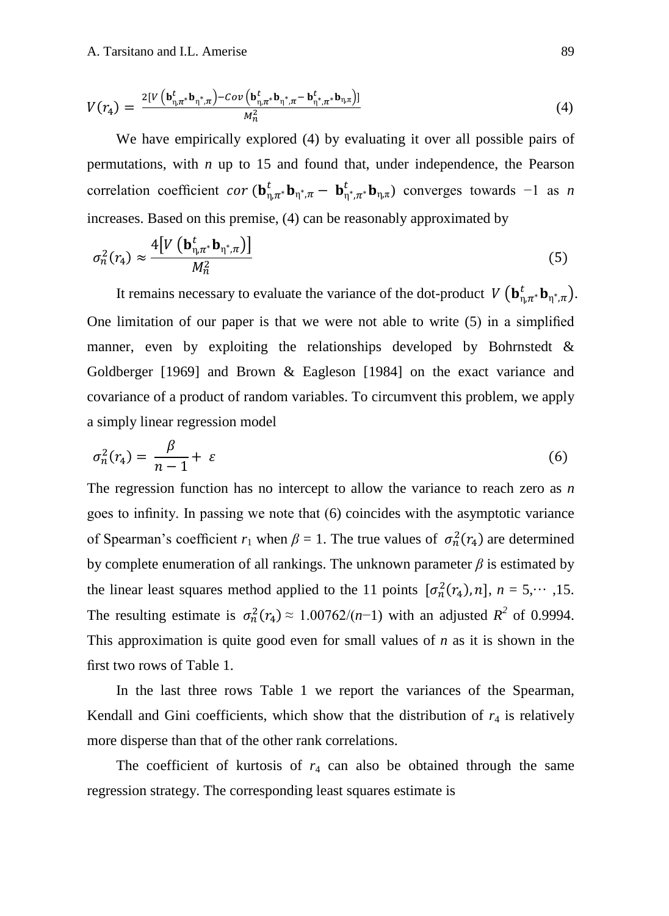$$V(r_4) = \frac{2[V\left(\mathbf{b}^t_{\eta,\pi^*}\mathbf{b}_{\eta^*,\pi}\right) - Cov\left(\mathbf{b}^t_{\eta,\pi^*}\mathbf{b}_{\eta^*,\pi} - \mathbf{b}^t_{\eta^*,\pi^*}\mathbf{b}_{\eta,\pi}\right)]}{M_n^2} \tag{4}$$

We have empirically explored (4) by evaluating it over all possible pairs of permutations, with *n* up to 15 and found that, under independence, the Pearson correlation coefficient $cor\,(\mathbf{b}^t_{\eta,\pi^*}\mathbf{b}_{\eta^*,\pi} - \mathbf{b}^t_{\eta^*,\pi^*}\mathbf{b}_{\eta,\pi})$ converges towards −1 as *n* increases. Based on this premise, (4) can be reasonably approximated by

$$\sigma_n^2(r_4) \approx \frac{4\left[V\left(\mathbf{b}^t_{\eta,\pi^*}\mathbf{b}_{\eta^*,\pi}\right)\right]}{M_n^2} \tag{5}$$

It remains necessary to evaluate the variance of the dot-product $V\left(\mathbf{b}^t_{\eta,\pi^*}\mathbf{b}_{\eta^*,\pi}\right)$. One limitation of our paper is that we were not able to write (5) in a simplified manner, even by exploiting the relationships developed by Bohrnstedt & Goldberger [1969] and Brown & Eagleson [1984] on the exact variance and covariance of a product of random variables. To circumvent this problem, we apply a simply linear regression model

$$\sigma_n^2(r_4) = \frac{\beta}{n-1} + \varepsilon \tag{6}$$

The regression function has no intercept to allow the variance to reach zero as *n* goes to infinity. In passing we note that (6) coincides with the asymptotic variance of Spearman's coefficient $r_1$ when $\beta = 1$. The true values of $\sigma_n^2(r_4)$ are determined by complete enumeration of all rankings. The unknown parameter $\beta$ is estimated by the linear least squares method applied to the 11 points $[\sigma_n^2(r_4), n]$, $n = 5,\cdots,15$. The resulting estimate is $\sigma_n^2(r_4) \approx 1.00762/(n-1)$ with an adjusted $R^2$ of 0.9994. This approximation is quite good even for small values of *n* as it is shown in the first two rows of Table 1.

In the last three rows Table 1 we report the variances of the Spearman, Kendall and Gini coefficients, which show that the distribution of $r_4$ is relatively more disperse than that of the other rank correlations.

The coefficient of kurtosis of $r_4$ can also be obtained through the same regression strategy. The corresponding least squares estimate is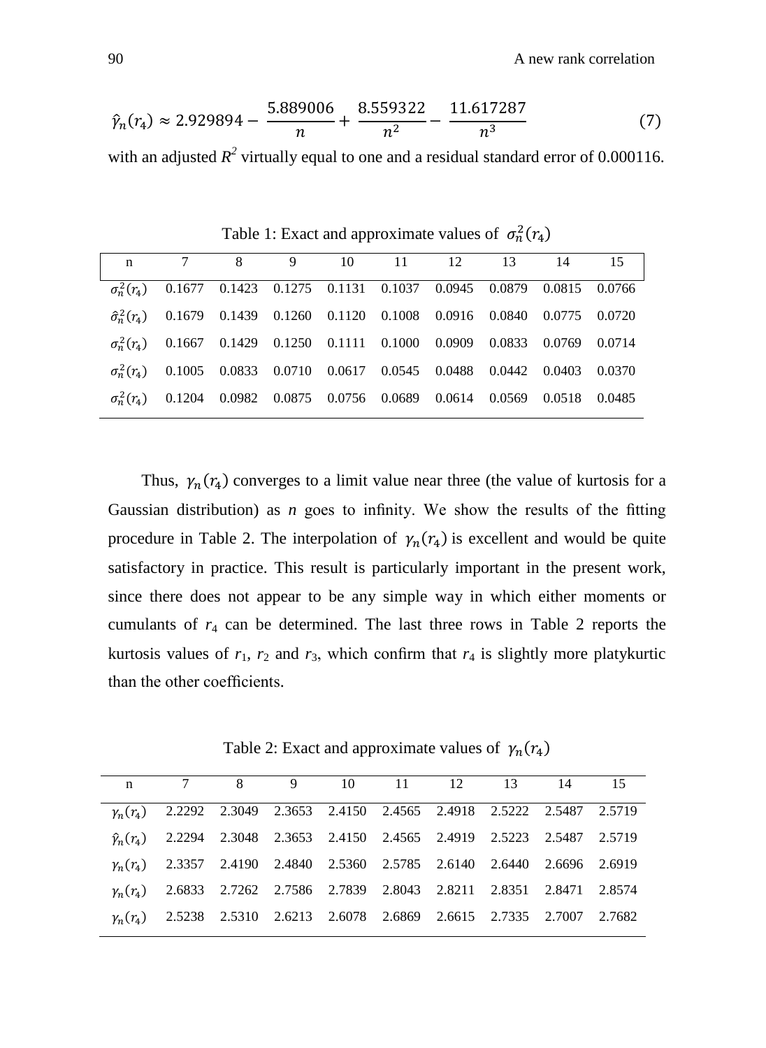$$\hat{\gamma}_n(r_4) \approx 2.929894 - \frac{5.889006}{n} + \frac{8.559322}{n^2} - \frac{11.617287}{n^3} \tag{7}$$

with an adjusted $R^2$ virtually equal to one and a residual standard error of 0.000116.

Table 1: Exact and approximate values of $\sigma_n^2(r_4)$

| n | 7 | 8 | 9 | 10 | 11 | 12 | 13 | 14 | 15 |
|---|---|---|---|---|---|---|---|---|---|
| $\sigma_n^2(r_4)$ | 0.1677 | 0.1423 | 0.1275 | 0.1131 | 0.1037 | 0.0945 | 0.0879 | 0.0815 | 0.0766 |
| $\hat{\sigma}_n^2(r_4)$ | 0.1679 | 0.1439 | 0.1260 | 0.1120 | 0.1008 | 0.0916 | 0.0840 | 0.0775 | 0.0720 |
| $\sigma_n^2(r_4)$ | 0.1667 | 0.1429 | 0.1250 | 0.1111 | 0.1000 | 0.0909 | 0.0833 | 0.0769 | 0.0714 |
| $\sigma_n^2(r_4)$ | 0.1005 | 0.0833 | 0.0710 | 0.0617 | 0.0545 | 0.0488 | 0.0442 | 0.0403 | 0.0370 |
| $\sigma_n^2(r_4)$ | 0.1204 | 0.0982 | 0.0875 | 0.0756 | 0.0689 | 0.0614 | 0.0569 | 0.0518 | 0.0485 |

Thus, $\gamma_n(r_4)$ converges to a limit value near three (the value of kurtosis for a Gaussian distribution) as *n* goes to infinity. We show the results of the fitting procedure in Table 2. The interpolation of $\gamma_n(r_4)$ is excellent and would be quite satisfactory in practice. This result is particularly important in the present work, since there does not appear to be any simple way in which either moments or cumulants of $r_4$ can be determined. The last three rows in Table 2 reports the kurtosis values of $r_1$, $r_2$ and $r_3$, which confirm that $r_4$ is slightly more platykurtic than the other coefficients.

Table 2: Exact and approximate values of $\gamma_n(r_4)$

| n | 7 | 8 | 9 | 10 | 11 | 12 | 13 | 14 | 15 |
|---|---|---|---|---|---|---|---|---|---|
| $\gamma_n(r_4)$ | 2.2292 | 2.3049 | 2.3653 | 2.4150 | 2.4565 | 2.4918 | 2.5222 | 2.5487 | 2.5719 |
| $\hat{\gamma}_n(r_4)$ | 2.2294 | 2.3048 | 2.3653 | 2.4150 | 2.4565 | 2.4919 | 2.5223 | 2.5487 | 2.5719 |
| $\gamma_n(r_4)$ | 2.3357 | 2.4190 | 2.4840 | 2.5360 | 2.5785 | 2.6140 | 2.6440 | 2.6696 | 2.6919 |
| $\gamma_n(r_4)$ | 2.6833 | 2.7262 | 2.7586 | 2.7839 | 2.8043 | 2.8211 | 2.8351 | 2.8471 | 2.8574 |
| $\gamma_n(r_4)$ | 2.5238 | 2.5310 | 2.6213 | 2.6078 | 2.6869 | 2.6615 | 2.7335 | 2.7007 | 2.7682 |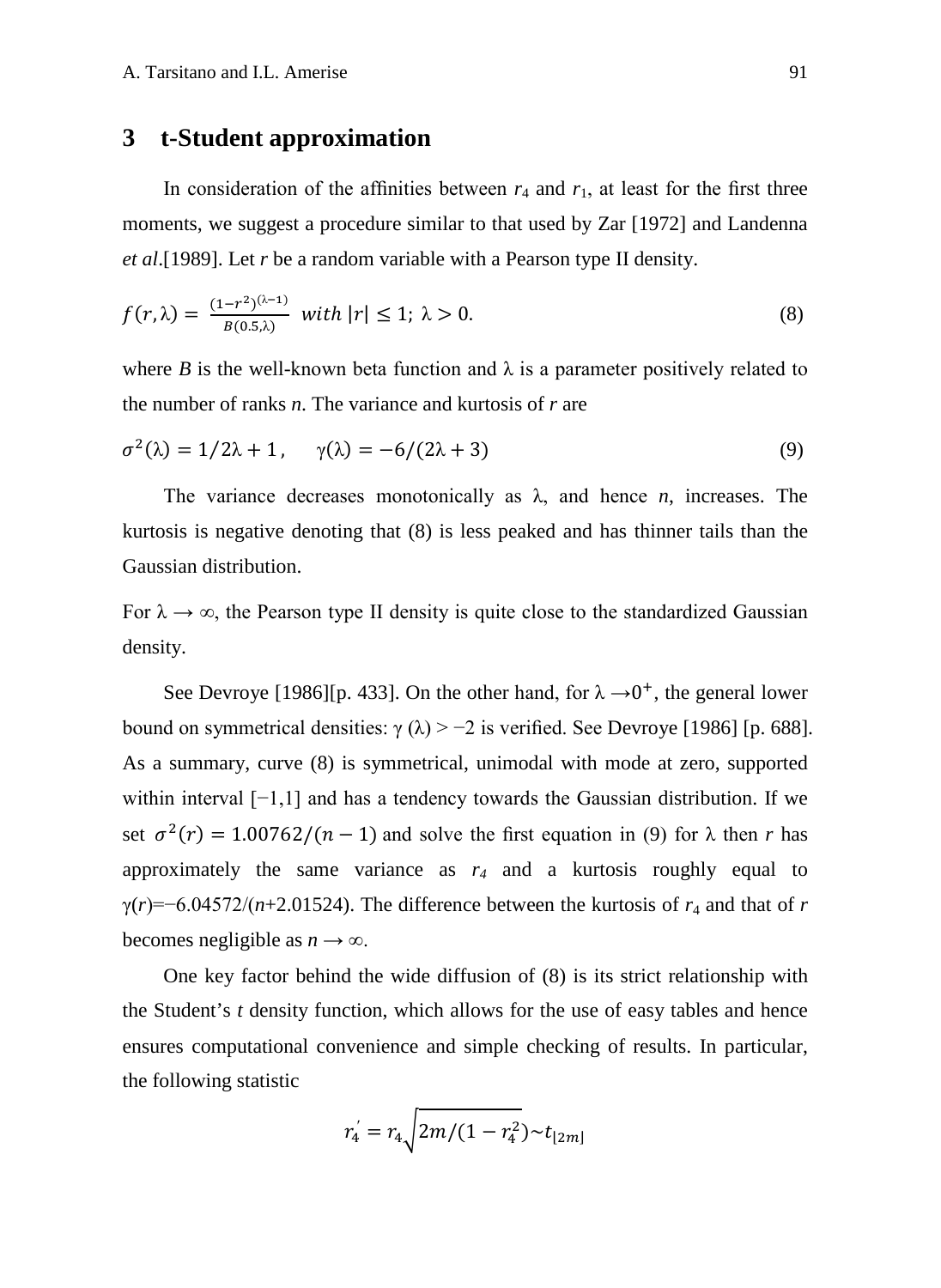## 3 t-Student approximation

In consideration of the affinities between $r_4$ and $r_1$, at least for the first three moments, we suggest a procedure similar to that used by Zar [1972] and Landenna *et al*.[1989]. Let $r$ be a random variable with a Pearson type II density.

$$f(r, \lambda) = \frac{(1-r^2)^{(\lambda-1)}}{B(0.5, \lambda)} \ \ with\ |r| \leq 1;\ \lambda > 0. \tag{8}$$

where $B$ is the well-known beta function and $\lambda$ is a parameter positively related to the number of ranks $n$. The variance and kurtosis of $r$ are

$$\sigma^2(\lambda) = 1/2\lambda + 1\,, \quad \gamma(\lambda) = -6/(2\lambda + 3) \tag{9}$$

The variance decreases monotonically as $\lambda$, and hence $n$, increases. The kurtosis is negative denoting that (8) is less peaked and has thinner tails than the Gaussian distribution.

For $\lambda \to \infty$, the Pearson type II density is quite close to the standardized Gaussian density.

See Devroye [1986][p. 433]. On the other hand, for $\lambda \to 0^+$, the general lower bound on symmetrical densities: $\gamma(\lambda) > -2$ is verified. See Devroye [1986] [p. 688]. As a summary, curve (8) is symmetrical, unimodal with mode at zero, supported within interval $[-1,1]$ and has a tendency towards the Gaussian distribution. If we set $\sigma^2(r) = 1.00762/(n-1)$ and solve the first equation in (9) for $\lambda$ then $r$ has approximately the same variance as $r_4$ and a kurtosis roughly equal to $\gamma(r) = -6.04572/(n+2.01524)$. The difference between the kurtosis of $r_4$ and that of $r$ becomes negligible as $n \to \infty$.

One key factor behind the wide diffusion of (8) is its strict relationship with the Student's $t$ density function, which allows for the use of easy tables and hence ensures computational convenience and simple checking of results. In particular, the following statistic

$$r_4^{'} = r_4\sqrt{2m/(1-r_4^2)} \sim t_{\lfloor 2m \rfloor}$$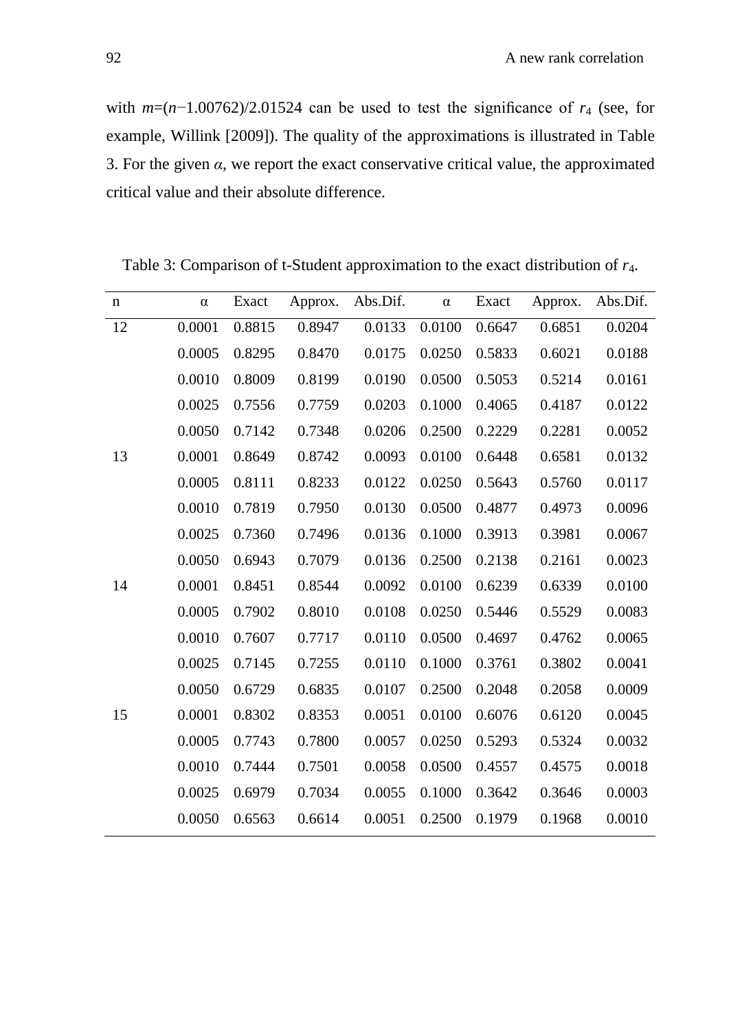with $m=(n-1.00762)/2.01524$ can be used to test the significance of $r_4$ (see, for example, Willink [2009]). The quality of the approximations is illustrated in Table 3. For the given $\alpha$, we report the exact conservative critical value, the approximated critical value and their absolute difference.

Table 3: Comparison of t-Student approximation to the exact distribution of $r_4$.

| n | α | Exact | Approx. | Abs.Dif. | α | Exact | Approx. | Abs.Dif. |
|---|---|---|---|---|---|---|---|---|
| 12 | 0.0001 | 0.8815 | 0.8947 | 0.0133 | 0.0100 | 0.6647 | 0.6851 | 0.0204 |
| | 0.0005 | 0.8295 | 0.8470 | 0.0175 | 0.0250 | 0.5833 | 0.6021 | 0.0188 |
| | 0.0010 | 0.8009 | 0.8199 | 0.0190 | 0.0500 | 0.5053 | 0.5214 | 0.0161 |
| | 0.0025 | 0.7556 | 0.7759 | 0.0203 | 0.1000 | 0.4065 | 0.4187 | 0.0122 |
| | 0.0050 | 0.7142 | 0.7348 | 0.0206 | 0.2500 | 0.2229 | 0.2281 | 0.0052 |
| 13 | 0.0001 | 0.8649 | 0.8742 | 0.0093 | 0.0100 | 0.6448 | 0.6581 | 0.0132 |
| | 0.0005 | 0.8111 | 0.8233 | 0.0122 | 0.0250 | 0.5643 | 0.5760 | 0.0117 |
| | 0.0010 | 0.7819 | 0.7950 | 0.0130 | 0.0500 | 0.4877 | 0.4973 | 0.0096 |
| | 0.0025 | 0.7360 | 0.7496 | 0.0136 | 0.1000 | 0.3913 | 0.3981 | 0.0067 |
| | 0.0050 | 0.6943 | 0.7079 | 0.0136 | 0.2500 | 0.2138 | 0.2161 | 0.0023 |
| 14 | 0.0001 | 0.8451 | 0.8544 | 0.0092 | 0.0100 | 0.6239 | 0.6339 | 0.0100 |
| | 0.0005 | 0.7902 | 0.8010 | 0.0108 | 0.0250 | 0.5446 | 0.5529 | 0.0083 |
| | 0.0010 | 0.7607 | 0.7717 | 0.0110 | 0.0500 | 0.4697 | 0.4762 | 0.0065 |
| | 0.0025 | 0.7145 | 0.7255 | 0.0110 | 0.1000 | 0.3761 | 0.3802 | 0.0041 |
| | 0.0050 | 0.6729 | 0.6835 | 0.0107 | 0.2500 | 0.2048 | 0.2058 | 0.0009 |
| 15 | 0.0001 | 0.8302 | 0.8353 | 0.0051 | 0.0100 | 0.6076 | 0.6120 | 0.0045 |
| | 0.0005 | 0.7743 | 0.7800 | 0.0057 | 0.0250 | 0.5293 | 0.5324 | 0.0032 |
| | 0.0010 | 0.7444 | 0.7501 | 0.0058 | 0.0500 | 0.4557 | 0.4575 | 0.0018 |
| | 0.0025 | 0.6979 | 0.7034 | 0.0055 | 0.1000 | 0.3642 | 0.3646 | 0.0003 |
| | 0.0050 | 0.6563 | 0.6614 | 0.0051 | 0.2500 | 0.1979 | 0.1968 | 0.0010 |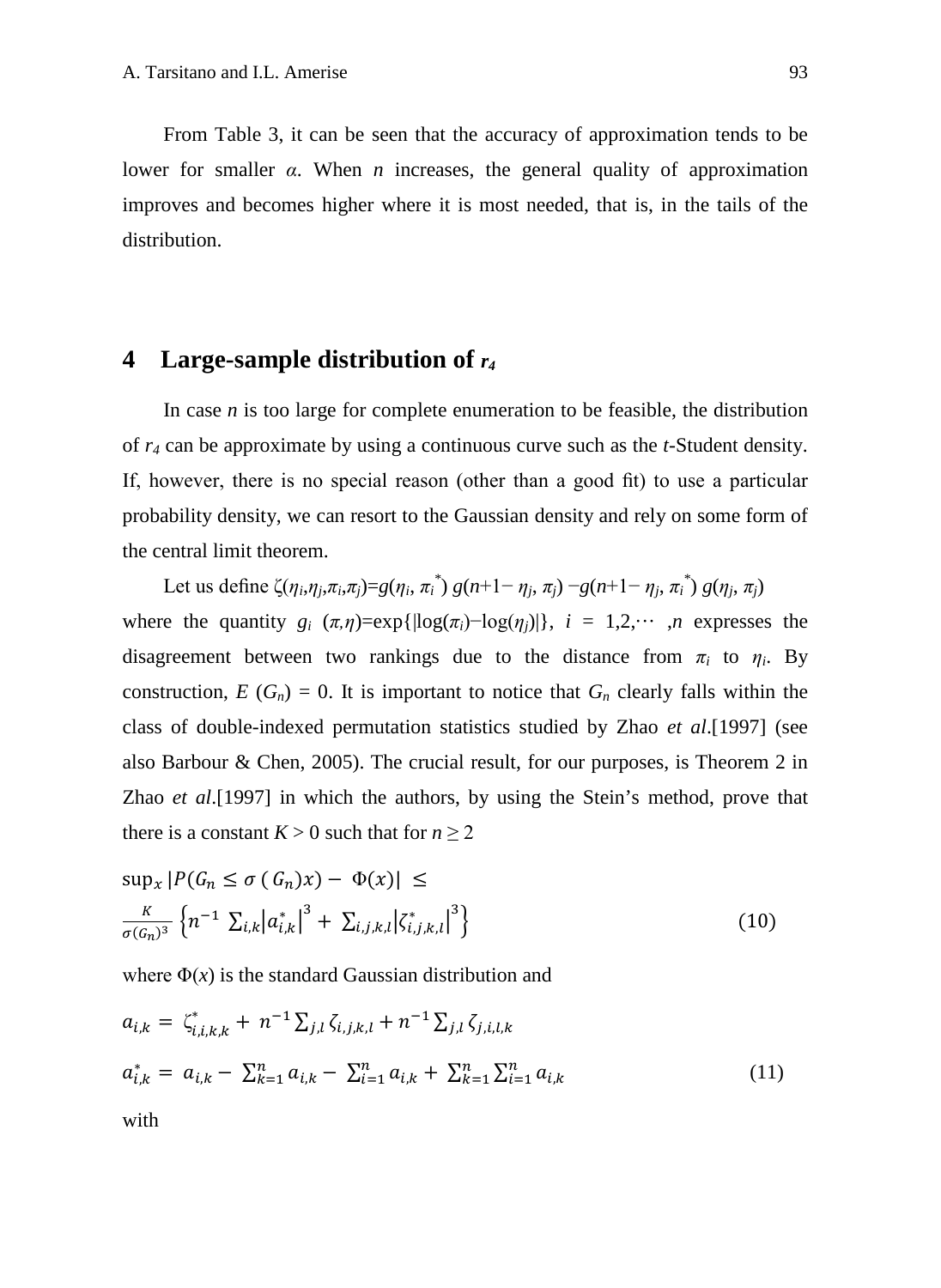From Table 3, it can be seen that the accuracy of approximation tends to be lower for smaller $\alpha$. When $n$ increases, the general quality of approximation improves and becomes higher where it is most needed, that is, in the tails of the distribution.

## 4 Large-sample distribution of $r_4$

In case $n$ is too large for complete enumeration to be feasible, the distribution of $r_4$ can be approximate by using a continuous curve such as the *t*-Student density. If, however, there is no special reason (other than a good fit) to use a particular probability density, we can resort to the Gaussian density and rely on some form of the central limit theorem.

Let us define $\zeta(\eta_i,\eta_j,\pi_i,\pi_j)=g(\eta_i, \pi_i^*)\, g(n+1-\eta_j, \pi_j) - g(n+1-\eta_j, \pi_i^*)\, g(\eta_j, \pi_j)$ where the quantity $g_i\ (\pi,\eta)=\exp\{|\log(\pi_i)-\log(\eta_j)|\}$, $i = 1,2,\cdots,n$ expresses the disagreement between two rankings due to the distance from $\pi_i$ to $\eta_i$. By construction, $E\,(G_n) = 0$. It is important to notice that $G_n$ clearly falls within the class of double-indexed permutation statistics studied by Zhao *et al*.[1997] (see also Barbour & Chen, 2005). The crucial result, for our purposes, is Theorem 2 in Zhao *et al*.[1997] in which the authors, by using the Stein's method, prove that there is a constant $K > 0$ such that for $n \geq 2$

$$\sup_x |P(G_n \leq \sigma\,(G_n)x) - \Phi(x)| \leq \frac{K}{\sigma(G_n)^3}\left\{n^{-1}\sum_{i,k}\left|a_{i,k}^*\right|^3 + \sum_{i,j,k,l}\left|\zeta_{i,j,k,l}^*\right|^3\right\} \tag{10}$$

where $\Phi(x)$ is the standard Gaussian distribution and

$$a_{i,k} = \zeta_{i,i,k,k}^* + n^{-1}\sum_{j,l}\zeta_{i,j,k,l} + n^{-1}\sum_{j,l}\zeta_{j,i,l,k}$$

$$a_{i,k}^* = a_{i,k} - \sum_{k=1}^{n} a_{i,k} - \sum_{i=1}^{n} a_{i,k} + \sum_{k=1}^{n}\sum_{i=1}^{n} a_{i,k} \tag{11}$$

with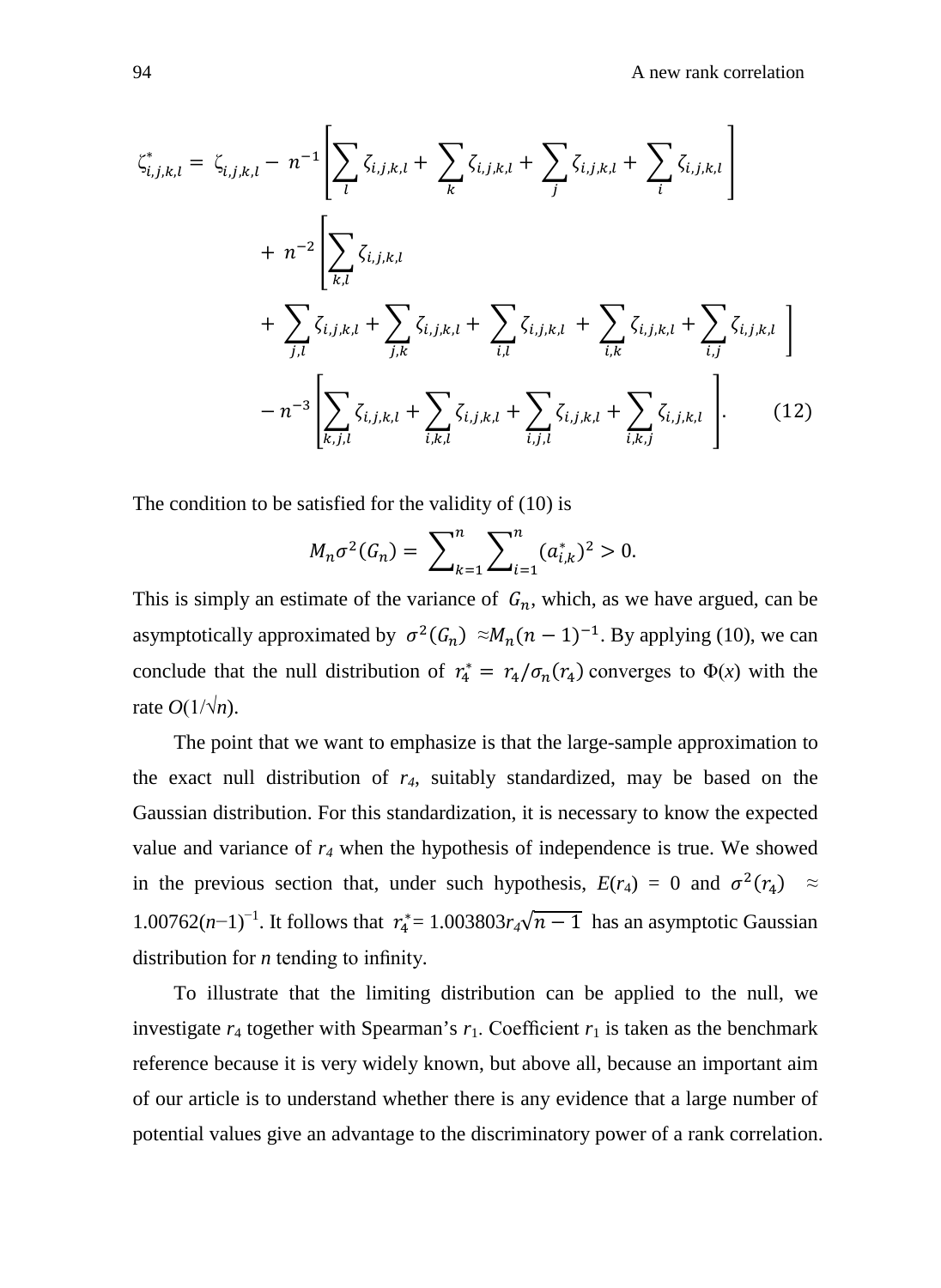$$\zeta^*_{i,j,k,l} = \zeta_{i,j,k,l} - n^{-1}\left[\sum_l \zeta_{i,j,k,l} + \sum_k \zeta_{i,j,k,l} + \sum_j \zeta_{i,j,k,l} + \sum_i \zeta_{i,j,k,l}\right]$$
$$+ n^{-2}\left[\sum_{k,l} \zeta_{i,j,k,l} + \sum_{j,l} \zeta_{i,j,k,l} + \sum_{j,k} \zeta_{i,j,k,l} + \sum_{i,l} \zeta_{i,j,k,l} + \sum_{i,k} \zeta_{i,j,k,l} + \sum_{i,j} \zeta_{i,j,k,l}\right]$$
$$- n^{-3}\left[\sum_{k,j,l} \zeta_{i,j,k,l} + \sum_{i,k,l} \zeta_{i,j,k,l} + \sum_{i,j,l} \zeta_{i,j,k,l} + \sum_{i,k,j} \zeta_{i,j,k,l}\right]. \qquad (12)$$

The condition to be satisfied for the validity of (10) is

$$M_n \sigma^2(G_n) = \sum_{k=1}^{n} \sum_{i=1}^{n} (a^*_{i,k})^2 > 0.$$

This is simply an estimate of the variance of $G_n$, which, as we have argued, can be asymptotically approximated by $\sigma^2(G_n) \approx M_n(n-1)^{-1}$. By applying (10), we can conclude that the null distribution of $r_4^* = r_4/\sigma_n(r_4)$ converges to $\Phi(x)$ with the rate $O(1/\sqrt{n})$.

The point that we want to emphasize is that the large-sample approximation to the exact null distribution of $r_4$, suitably standardized, may be based on the Gaussian distribution. For this standardization, it is necessary to know the expected value and variance of $r_4$ when the hypothesis of independence is true. We showed in the previous section that, under such hypothesis, $E(r_4) = 0$ and $\sigma^2(r_4) \approx 1.00762(n-1)^{-1}$. It follows that $r_4^* = 1.003803 r_4 \sqrt{n-1}$ has an asymptotic Gaussian distribution for $n$ tending to infinity.

To illustrate that the limiting distribution can be applied to the null, we investigate $r_4$ together with Spearman's $r_1$. Coefficient $r_1$ is taken as the benchmark reference because it is very widely known, but above all, because an important aim of our article is to understand whether there is any evidence that a large number of potential values give an advantage to the discriminatory power of a rank correlation.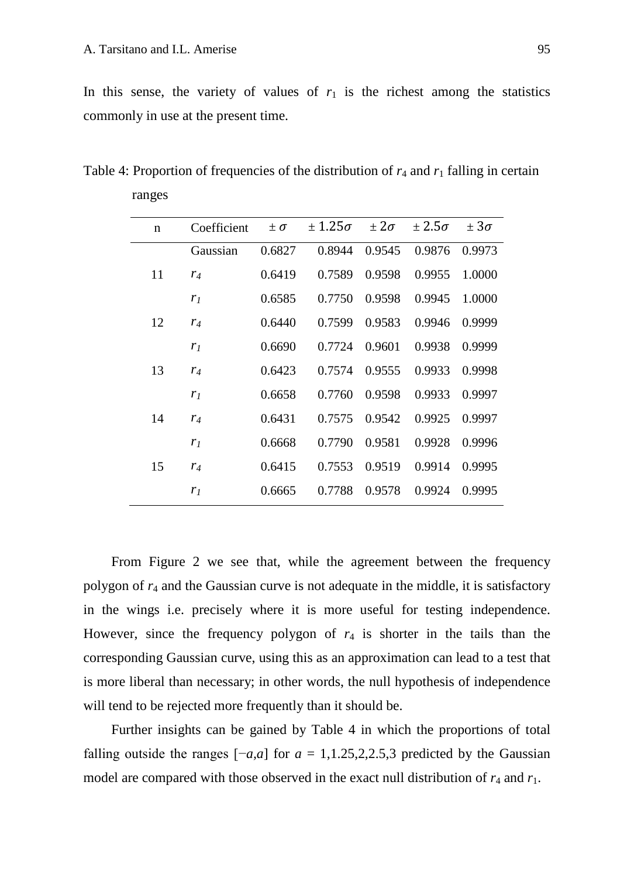In this sense, the variety of values of $r_1$ is the richest among the statistics commonly in use at the present time.

Table 4: Proportion of frequencies of the distribution of $r_4$ and $r_1$ falling in certain ranges

| n | Coefficient | $\pm\,\sigma$ | $\pm\,1.25\sigma$ | $\pm\,2\sigma$ | $\pm\,2.5\sigma$ | $\pm\,3\sigma$ |
|---|---|---|---|---|---|---|
| | Gaussian | 0.6827 | 0.8944 | 0.9545 | 0.9876 | 0.9973 |
| 11 | $r_4$ | 0.6419 | 0.7589 | 0.9598 | 0.9955 | 1.0000 |
| | $r_1$ | 0.6585 | 0.7750 | 0.9598 | 0.9945 | 1.0000 |
| 12 | $r_4$ | 0.6440 | 0.7599 | 0.9583 | 0.9946 | 0.9999 |
| | $r_1$ | 0.6690 | 0.7724 | 0.9601 | 0.9938 | 0.9999 |
| 13 | $r_4$ | 0.6423 | 0.7574 | 0.9555 | 0.9933 | 0.9998 |
| | $r_1$ | 0.6658 | 0.7760 | 0.9598 | 0.9933 | 0.9997 |
| 14 | $r_4$ | 0.6431 | 0.7575 | 0.9542 | 0.9925 | 0.9997 |
| | $r_1$ | 0.6668 | 0.7790 | 0.9581 | 0.9928 | 0.9996 |
| 15 | $r_4$ | 0.6415 | 0.7553 | 0.9519 | 0.9914 | 0.9995 |
| | $r_1$ | 0.6665 | 0.7788 | 0.9578 | 0.9924 | 0.9995 |

From Figure 2 we see that, while the agreement between the frequency polygon of $r_4$ and the Gaussian curve is not adequate in the middle, it is satisfactory in the wings i.e. precisely where it is more useful for testing independence. However, since the frequency polygon of $r_4$ is shorter in the tails than the corresponding Gaussian curve, using this as an approximation can lead to a test that is more liberal than necessary; in other words, the null hypothesis of independence will tend to be rejected more frequently than it should be.

Further insights can be gained by Table 4 in which the proportions of total falling outside the ranges $[-a,a]$ for $a$ = 1,1.25,2,2.5,3 predicted by the Gaussian model are compared with those observed in the exact null distribution of $r_4$ and $r_1$.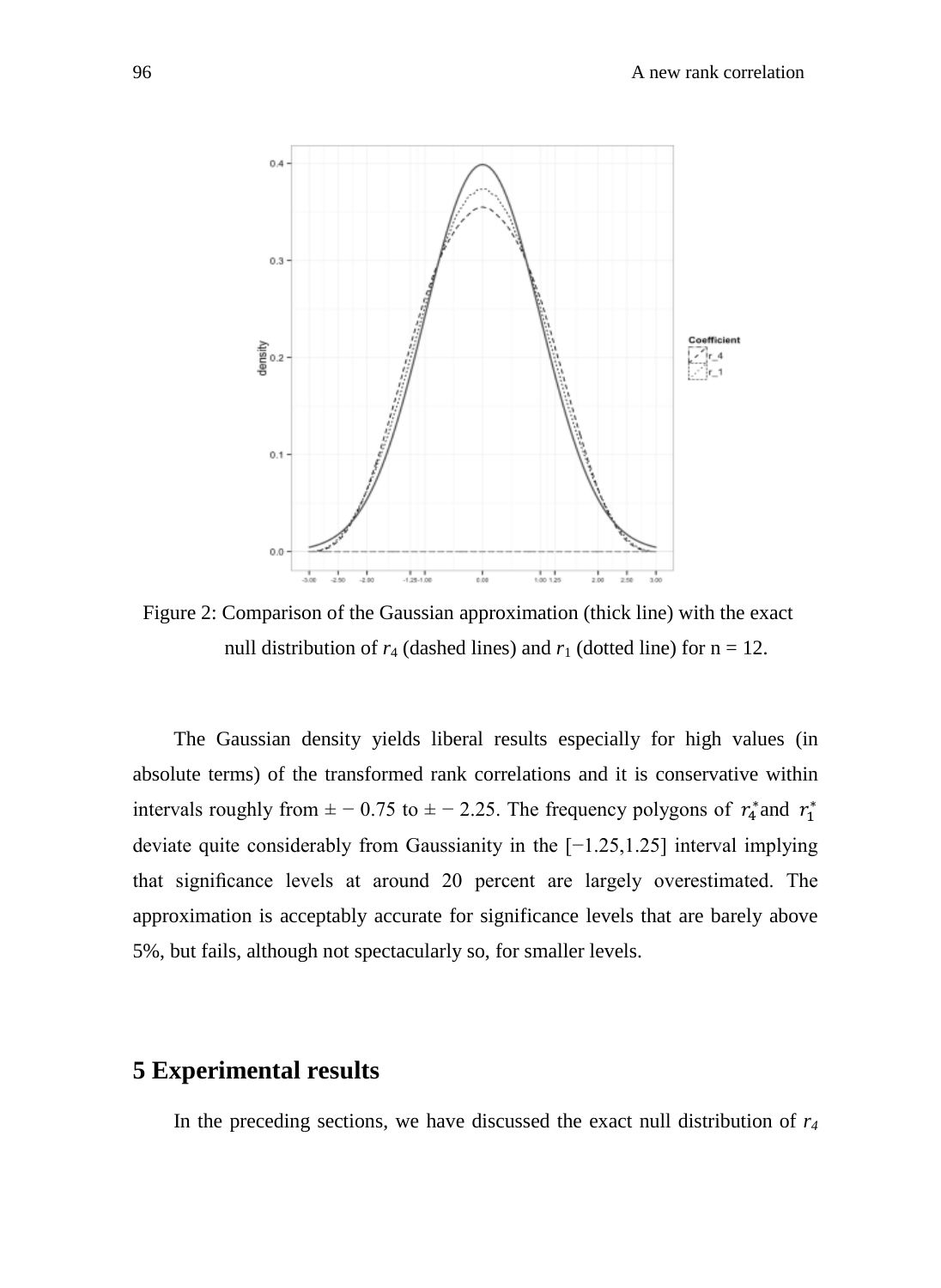Figure 2: Comparison of the Gaussian approximation (thick line) with the exact null distribution of $r_4$ (dashed lines) and $r_1$ (dotted line) for n = 12.

The Gaussian density yields liberal results especially for high values (in absolute terms) of the transformed rank correlations and it is conservative within intervals roughly from $\pm - 0.75$ to $\pm - 2.25$. The frequency polygons of $r_4^*$ and $r_1^*$ deviate quite considerably from Gaussianity in the $[-1.25, 1.25]$ interval implying that significance levels at around 20 percent are largely overestimated. The approximation is acceptably accurate for significance levels that are barely above 5%, but fails, although not spectacularly so, for smaller levels.

## 5 Experimental results

In the preceding sections, we have discussed the exact null distribution of $r_4$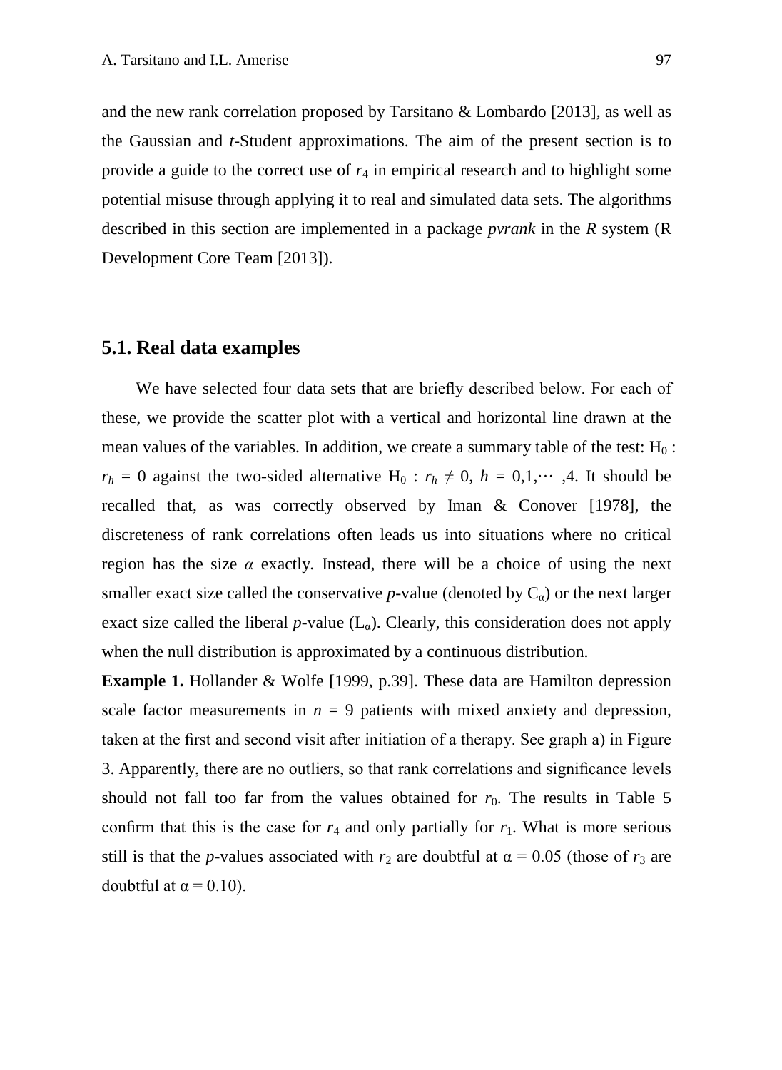and the new rank correlation proposed by Tarsitano & Lombardo [2013], as well as the Gaussian and *t*-Student approximations. The aim of the present section is to provide a guide to the correct use of $r_4$ in empirical research and to highlight some potential misuse through applying it to real and simulated data sets. The algorithms described in this section are implemented in a package *pvrank* in the *R* system (R Development Core Team [2013]).

## 5.1. Real data examples

We have selected four data sets that are briefly described below. For each of these, we provide the scatter plot with a vertical and horizontal line drawn at the mean values of the variables. In addition, we create a summary table of the test: $H_0 : r_h = 0$ against the two-sided alternative $H_0 : r_h \neq 0$, $h = 0,1,\cdots,4$. It should be recalled that, as was correctly observed by Iman & Conover [1978], the discreteness of rank correlations often leads us into situations where no critical region has the size $\alpha$ exactly. Instead, there will be a choice of using the next smaller exact size called the conservative *p*-value (denoted by $C_\alpha$) or the next larger exact size called the liberal *p*-value ($L_\alpha$). Clearly, this consideration does not apply when the null distribution is approximated by a continuous distribution.

**Example 1.** Hollander & Wolfe [1999, p.39]. These data are Hamilton depression scale factor measurements in $n = 9$ patients with mixed anxiety and depression, taken at the first and second visit after initiation of a therapy. See graph a) in Figure 3. Apparently, there are no outliers, so that rank correlations and significance levels should not fall too far from the values obtained for $r_0$. The results in Table 5 confirm that this is the case for $r_4$ and only partially for $r_1$. What is more serious still is that the *p*-values associated with $r_2$ are doubtful at $\alpha = 0.05$ (those of $r_3$ are doubtful at $\alpha = 0.10$).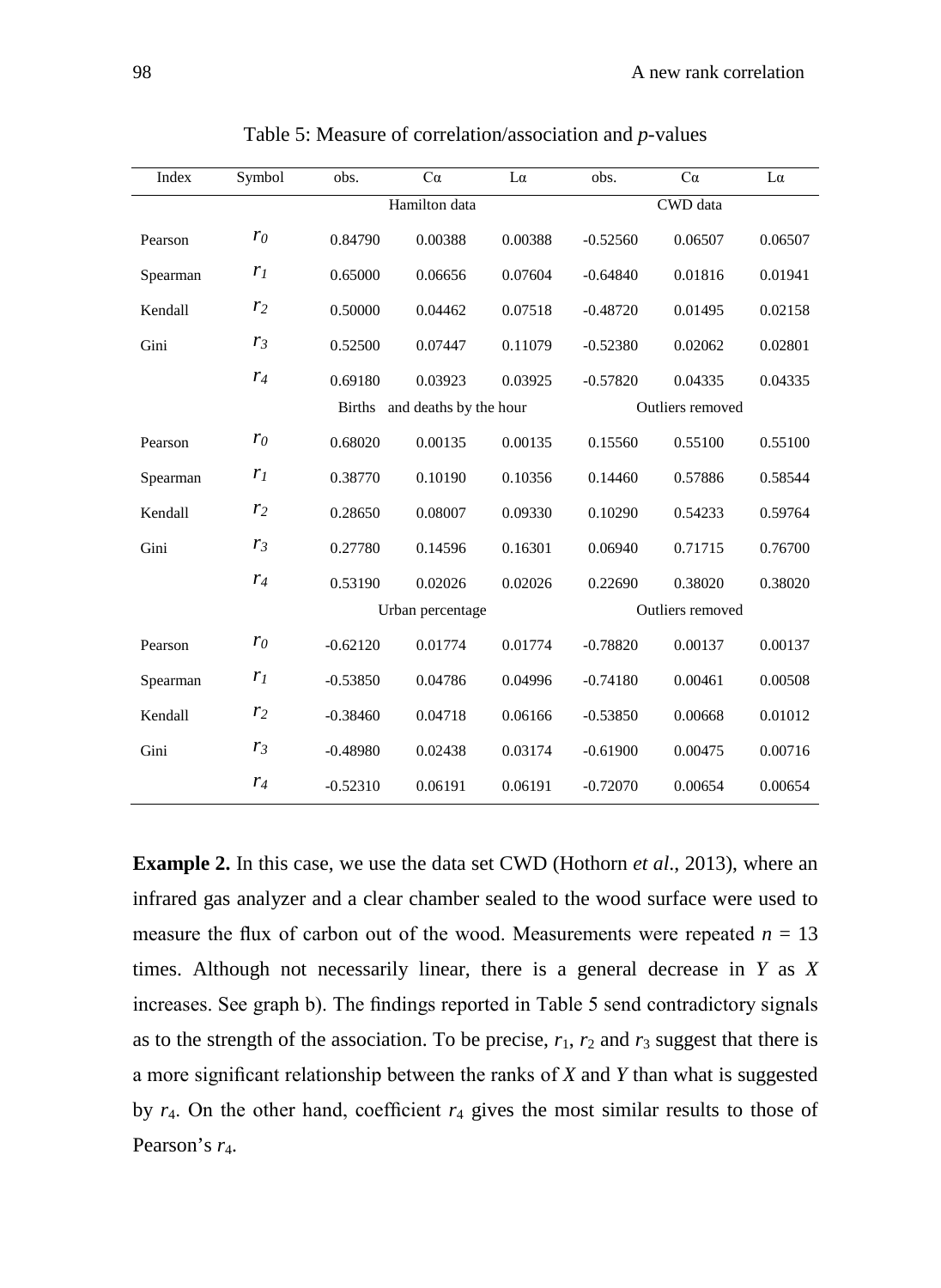Table 5: Measure of correlation/association and *p*-values

| Index | Symbol | obs. | Cα | Lα | obs. | Cα | Lα |
|---|---|---|---|---|---|---|---|
| | | Hamilton data | | | CWD data | | |
| Pearson | $r_0$ | 0.84790 | 0.00388 | 0.00388 | -0.52560 | 0.06507 | 0.06507 |
| Spearman | $r_1$ | 0.65000 | 0.06656 | 0.07604 | -0.64840 | 0.01816 | 0.01941 |
| Kendall | $r_2$ | 0.50000 | 0.04462 | 0.07518 | -0.48720 | 0.01495 | 0.02158 |
| Gini | $r_3$ | 0.52500 | 0.07447 | 0.11079 | -0.52380 | 0.02062 | 0.02801 |
| | $r_4$ | 0.69180 | 0.03923 | 0.03925 | -0.57820 | 0.04335 | 0.04335 |
| | | Births and deaths by the hour | | | Outliers removed | | |
| Pearson | $r_0$ | 0.68020 | 0.00135 | 0.00135 | 0.15560 | 0.55100 | 0.55100 |
| Spearman | $r_1$ | 0.38770 | 0.10190 | 0.10356 | 0.14460 | 0.57886 | 0.58544 |
| Kendall | $r_2$ | 0.28650 | 0.08007 | 0.09330 | 0.10290 | 0.54233 | 0.59764 |
| Gini | $r_3$ | 0.27780 | 0.14596 | 0.16301 | 0.06940 | 0.71715 | 0.76700 |
| | $r_4$ | 0.53190 | 0.02026 | 0.02026 | 0.22690 | 0.38020 | 0.38020 |
| | | Urban percentage | | | Outliers removed | | |
| Pearson | $r_0$ | -0.62120 | 0.01774 | 0.01774 | -0.78820 | 0.00137 | 0.00137 |
| Spearman | $r_1$ | -0.53850 | 0.04786 | 0.04996 | -0.74180 | 0.00461 | 0.00508 |
| Kendall | $r_2$ | -0.38460 | 0.04718 | 0.06166 | -0.53850 | 0.00668 | 0.01012 |
| Gini | $r_3$ | -0.48980 | 0.02438 | 0.03174 | -0.61900 | 0.00475 | 0.00716 |
| | $r_4$ | -0.52310 | 0.06191 | 0.06191 | -0.72070 | 0.00654 | 0.00654 |

**Example 2.** In this case, we use the data set CWD (Hothorn *et al*., 2013), where an infrared gas analyzer and a clear chamber sealed to the wood surface were used to measure the flux of carbon out of the wood. Measurements were repeated $n = 13$ times. Although not necessarily linear, there is a general decrease in $Y$ as $X$ increases. See graph b). The findings reported in Table 5 send contradictory signals as to the strength of the association. To be precise, $r_1$, $r_2$ and $r_3$ suggest that there is a more significant relationship between the ranks of $X$ and $Y$ than what is suggested by $r_4$. On the other hand, coefficient $r_4$ gives the most similar results to those of Pearson's $r_4$.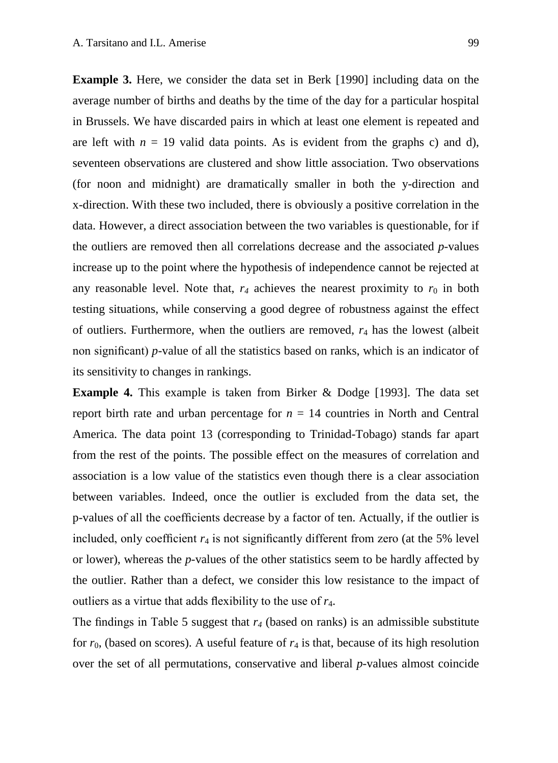**Example 3.** Here, we consider the data set in Berk [1990] including data on the average number of births and deaths by the time of the day for a particular hospital in Brussels. We have discarded pairs in which at least one element is repeated and are left with $n$ = 19 valid data points. As is evident from the graphs c) and d), seventeen observations are clustered and show little association. Two observations (for noon and midnight) are dramatically smaller in both the y-direction and x-direction. With these two included, there is obviously a positive correlation in the data. However, a direct association between the two variables is questionable, for if the outliers are removed then all correlations decrease and the associated $p$-values increase up to the point where the hypothesis of independence cannot be rejected at any reasonable level. Note that, $r_4$ achieves the nearest proximity to $r_0$ in both testing situations, while conserving a good degree of robustness against the effect of outliers. Furthermore, when the outliers are removed, $r_4$ has the lowest (albeit non significant) $p$-value of all the statistics based on ranks, which is an indicator of its sensitivity to changes in rankings.

**Example 4.** This example is taken from Birker & Dodge [1993]. The data set report birth rate and urban percentage for $n$ = 14 countries in North and Central America. The data point 13 (corresponding to Trinidad-Tobago) stands far apart from the rest of the points. The possible effect on the measures of correlation and association is a low value of the statistics even though there is a clear association between variables. Indeed, once the outlier is excluded from the data set, the p-values of all the coefficients decrease by a factor of ten. Actually, if the outlier is included, only coefficient $r_4$ is not significantly different from zero (at the 5% level or lower), whereas the $p$-values of the other statistics seem to be hardly affected by the outlier. Rather than a defect, we consider this low resistance to the impact of outliers as a virtue that adds flexibility to the use of $r_4$.

The findings in Table 5 suggest that $r_4$ (based on ranks) is an admissible substitute for $r_0$, (based on scores). A useful feature of $r_4$ is that, because of its high resolution over the set of all permutations, conservative and liberal $p$-values almost coincide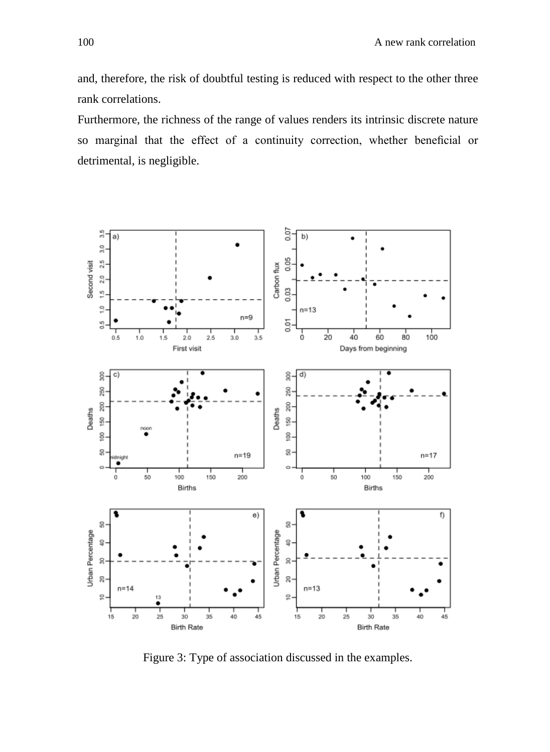and, therefore, the risk of doubtful testing is reduced with respect to the other three rank correlations.

Furthermore, the richness of the range of values renders its intrinsic discrete nature so marginal that the effect of a continuity correction, whether beneficial or detrimental, is negligible.

Figure 3: Type of association discussed in the examples.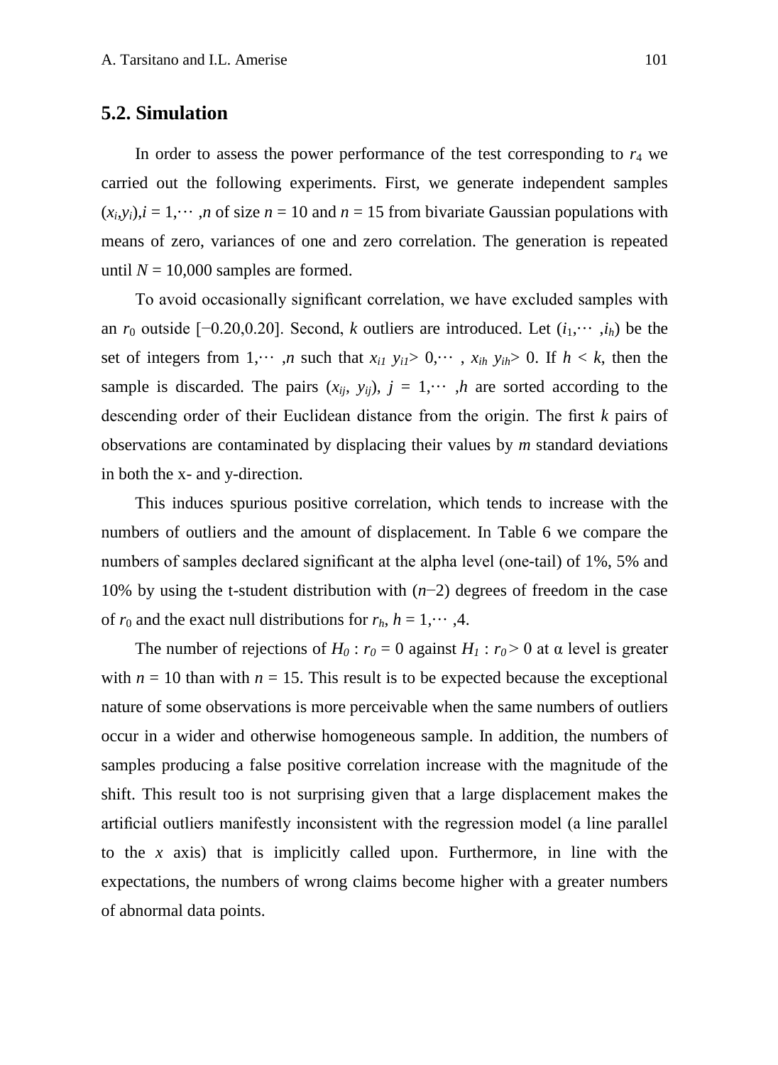## 5.2. Simulation

In order to assess the power performance of the test corresponding to $r_4$ we carried out the following experiments. First, we generate independent samples $(x_i,y_i), i = 1,\cdots,n$ of size $n = 10$ and $n = 15$ from bivariate Gaussian populations with means of zero, variances of one and zero correlation. The generation is repeated until $N = 10{,}000$ samples are formed.

To avoid occasionally significant correlation, we have excluded samples with an $r_0$ outside $[-0.20,0.20]$. Second, $k$ outliers are introduced. Let $(i_1,\cdots,i_h)$ be the set of integers from $1,\cdots,n$ such that $x_{i1}\, y_{i1} > 0,\cdots,\, x_{ih}\, y_{ih} > 0$. If $h < k$, then the sample is discarded. The pairs $(x_{ij},\, y_{ij})$, $j = 1,\cdots,h$ are sorted according to the descending order of their Euclidean distance from the origin. The first $k$ pairs of observations are contaminated by displacing their values by $m$ standard deviations in both the x- and y-direction.

This induces spurious positive correlation, which tends to increase with the numbers of outliers and the amount of displacement. In Table 6 we compare the numbers of samples declared significant at the alpha level (one-tail) of 1%, 5% and 10% by using the t-student distribution with $(n-2)$ degrees of freedom in the case of $r_0$ and the exact null distributions for $r_h$, $h = 1,\cdots,4$.

The number of rejections of $H_0 : r_0 = 0$ against $H_1 : r_0 > 0$ at α level is greater with $n = 10$ than with $n = 15$. This result is to be expected because the exceptional nature of some observations is more perceivable when the same numbers of outliers occur in a wider and otherwise homogeneous sample. In addition, the numbers of samples producing a false positive correlation increase with the magnitude of the shift. This result too is not surprising given that a large displacement makes the artificial outliers manifestly inconsistent with the regression model (a line parallel to the $x$ axis) that is implicitly called upon. Furthermore, in line with the expectations, the numbers of wrong claims become higher with a greater numbers of abnormal data points.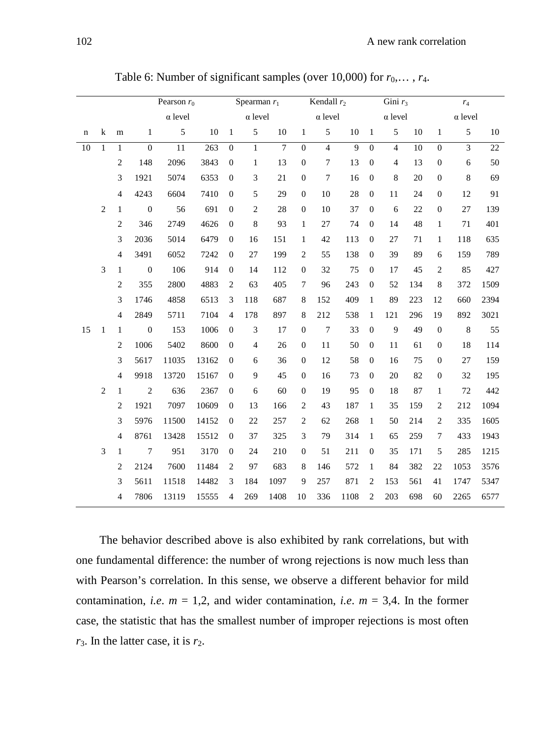Table 6: Number of significant samples (over 10,000) for $r_0,\ldots, r_4$.

| | | | Pearson $r_0$ | | | Spearman $r_1$ | | | Kendall $r_2$ | | | Gini $r_3$ | | | $r_4$ | | |
|---|---|---|---|---|---|---|---|---|---|---|---|---|---|---|---|---|---|
| | | | α level | | | α level | | | α level | | | α level | | | α level | | |
| n | k | m | 1 | 5 | 10 | 1 | 5 | 10 | 1 | 5 | 10 | 1 | 5 | 10 | 1 | 5 | 10 |
| 10 | 1 | 1 | 0 | 11 | 263 | 0 | 1 | 7 | 0 | 4 | 9 | 0 | 4 | 10 | 0 | 3 | 22 |
| | | 2 | 148 | 2096 | 3843 | 0 | 1 | 13 | 0 | 7 | 13 | 0 | 4 | 13 | 0 | 6 | 50 |
| | | 3 | 1921 | 5074 | 6353 | 0 | 3 | 21 | 0 | 7 | 16 | 0 | 8 | 20 | 0 | 8 | 69 |
| | | 4 | 4243 | 6604 | 7410 | 0 | 5 | 29 | 0 | 10 | 28 | 0 | 11 | 24 | 0 | 12 | 91 |
| | 2 | 1 | 0 | 56 | 691 | 0 | 2 | 28 | 0 | 10 | 37 | 0 | 6 | 22 | 0 | 27 | 139 |
| | | 2 | 346 | 2749 | 4626 | 0 | 8 | 93 | 1 | 27 | 74 | 0 | 14 | 48 | 1 | 71 | 401 |
| | | 3 | 2036 | 5014 | 6479 | 0 | 16 | 151 | 1 | 42 | 113 | 0 | 27 | 71 | 1 | 118 | 635 |
| | | 4 | 3491 | 6052 | 7242 | 0 | 27 | 199 | 2 | 55 | 138 | 0 | 39 | 89 | 6 | 159 | 789 |
| | 3 | 1 | 0 | 106 | 914 | 0 | 14 | 112 | 0 | 32 | 75 | 0 | 17 | 45 | 2 | 85 | 427 |
| | | 2 | 355 | 2800 | 4883 | 2 | 63 | 405 | 7 | 96 | 243 | 0 | 52 | 134 | 8 | 372 | 1509 |
| | | 3 | 1746 | 4858 | 6513 | 3 | 118 | 687 | 8 | 152 | 409 | 1 | 89 | 223 | 12 | 660 | 2394 |
| | | 4 | 2849 | 5711 | 7104 | 4 | 178 | 897 | 8 | 212 | 538 | 1 | 121 | 296 | 19 | 892 | 3021 |
| 15 | 1 | 1 | 0 | 153 | 1006 | 0 | 3 | 17 | 0 | 7 | 33 | 0 | 9 | 49 | 0 | 8 | 55 |
| | | 2 | 1006 | 5402 | 8600 | 0 | 4 | 26 | 0 | 11 | 50 | 0 | 11 | 61 | 0 | 18 | 114 |
| | | 3 | 5617 | 11035 | 13162 | 0 | 6 | 36 | 0 | 12 | 58 | 0 | 16 | 75 | 0 | 27 | 159 |
| | | 4 | 9918 | 13720 | 15167 | 0 | 9 | 45 | 0 | 16 | 73 | 0 | 20 | 82 | 0 | 32 | 195 |
| | 2 | 1 | 2 | 636 | 2367 | 0 | 6 | 60 | 0 | 19 | 95 | 0 | 18 | 87 | 1 | 72 | 442 |
| | | 2 | 1921 | 7097 | 10609 | 0 | 13 | 166 | 2 | 43 | 187 | 1 | 35 | 159 | 2 | 212 | 1094 |
| | | 3 | 5976 | 11500 | 14152 | 0 | 22 | 257 | 2 | 62 | 268 | 1 | 50 | 214 | 2 | 335 | 1605 |
| | | 4 | 8761 | 13428 | 15512 | 0 | 37 | 325 | 3 | 79 | 314 | 1 | 65 | 259 | 7 | 433 | 1943 |
| | 3 | 1 | 7 | 951 | 3170 | 0 | 24 | 210 | 0 | 51 | 211 | 0 | 35 | 171 | 5 | 285 | 1215 |
| | | 2 | 2124 | 7600 | 11484 | 2 | 97 | 683 | 8 | 146 | 572 | 1 | 84 | 382 | 22 | 1053 | 3576 |
| | | 3 | 5611 | 11518 | 14482 | 3 | 184 | 1097 | 9 | 257 | 871 | 2 | 153 | 561 | 41 | 1747 | 5347 |
| | | 4 | 7806 | 13119 | 15555 | 4 | 269 | 1408 | 10 | 336 | 1108 | 2 | 203 | 698 | 60 | 2265 | 6577 |

The behavior described above is also exhibited by rank correlations, but with one fundamental difference: the number of wrong rejections is now much less than with Pearson's correlation. In this sense, we observe a different behavior for mild contamination, *i.e.* $m$ = 1,2, and wider contamination, *i.e.* $m$ = 3,4. In the former case, the statistic that has the smallest number of improper rejections is most often $r_3$. In the latter case, it is $r_2$.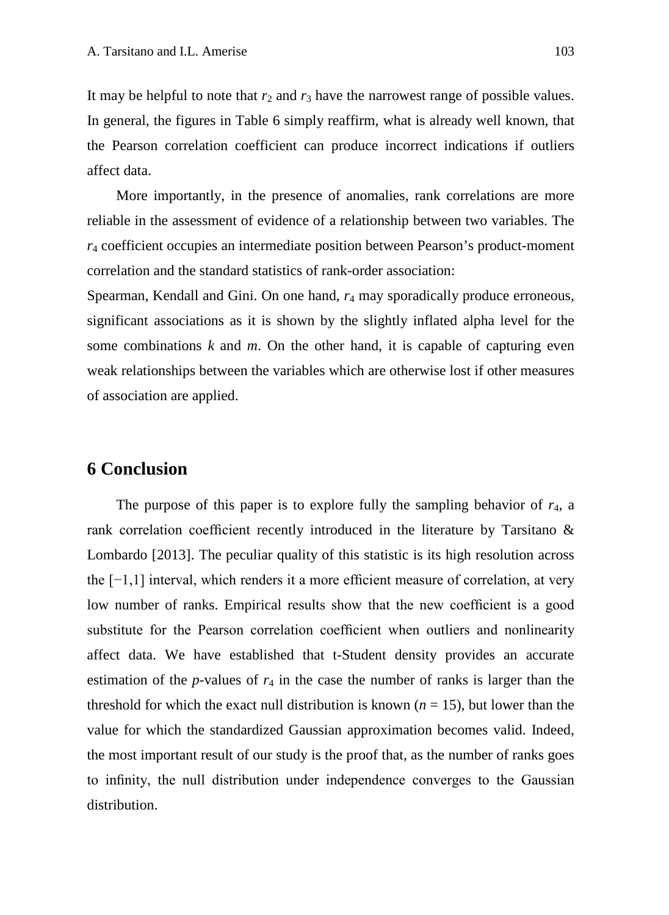It may be helpful to note that $r_2$ and $r_3$ have the narrowest range of possible values. In general, the figures in Table 6 simply reaffirm, what is already well known, that the Pearson correlation coefficient can produce incorrect indications if outliers affect data.

More importantly, in the presence of anomalies, rank correlations are more reliable in the assessment of evidence of a relationship between two variables. The $r_4$ coefficient occupies an intermediate position between Pearson's product-moment correlation and the standard statistics of rank-order association:
Spearman, Kendall and Gini. On one hand, $r_4$ may sporadically produce erroneous, significant associations as it is shown by the slightly inflated alpha level for the some combinations $k$ and $m$. On the other hand, it is capable of capturing even weak relationships between the variables which are otherwise lost if other measures of association are applied.

## 6 Conclusion

The purpose of this paper is to explore fully the sampling behavior of $r_4$, a rank correlation coefficient recently introduced in the literature by Tarsitano & Lombardo [2013]. The peculiar quality of this statistic is its high resolution across the $[-1,1]$ interval, which renders it a more efficient measure of correlation, at very low number of ranks. Empirical results show that the new coefficient is a good substitute for the Pearson correlation coefficient when outliers and nonlinearity affect data. We have established that t-Student density provides an accurate estimation of the $p$-values of $r_4$ in the case the number of ranks is larger than the threshold for which the exact null distribution is known ($n = 15$), but lower than the value for which the standardized Gaussian approximation becomes valid. Indeed, the most important result of our study is the proof that, as the number of ranks goes to infinity, the null distribution under independence converges to the Gaussian distribution.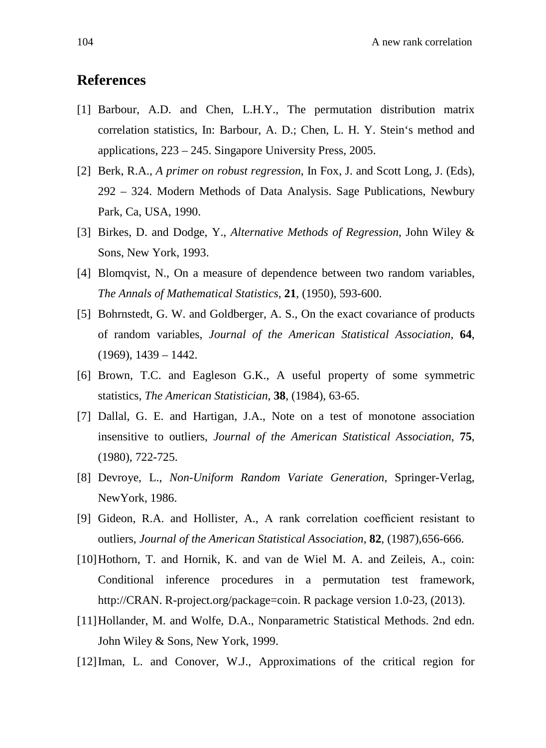## References

[1] Barbour, A.D. and Chen, L.H.Y., The permutation distribution matrix correlation statistics, In: Barbour, A. D.; Chen, L. H. Y. Stein's method and applications, 223 – 245. Singapore University Press, 2005.

[2] Berk, R.A., *A primer on robust regression*, In Fox, J. and Scott Long, J. (Eds), 292 – 324. Modern Methods of Data Analysis. Sage Publications, Newbury Park, Ca, USA, 1990.

[3] Birkes, D. and Dodge, Y., *Alternative Methods of Regression*, John Wiley & Sons, New York, 1993.

[4] Blomqvist, N., On a measure of dependence between two random variables, *The Annals of Mathematical Statistics*, **21**, (1950), 593-600.

[5] Bohrnstedt, G. W. and Goldberger, A. S., On the exact covariance of products of random variables, *Journal of the American Statistical Association*, **64**, (1969), 1439 – 1442.

[6] Brown, T.C. and Eagleson G.K., A useful property of some symmetric statistics, *The American Statistician*, **38**, (1984), 63-65.

[7] Dallal, G. E. and Hartigan, J.A., Note on a test of monotone association insensitive to outliers, *Journal of the American Statistical Association*, **75**, (1980), 722-725.

[8] Devroye, L., *Non-Uniform Random Variate Generation*, Springer-Verlag, NewYork, 1986.

[9] Gideon, R.A. and Hollister, A., A rank correlation coefficient resistant to outliers, *Journal of the American Statistical Association*, **82**, (1987),656-666.

[10] Hothorn, T. and Hornik, K. and van de Wiel M. A. and Zeileis, A., coin: Conditional inference procedures in a permutation test framework, http://CRAN. R-project.org/package=coin. R package version 1.0-23, (2013).

[11] Hollander, M. and Wolfe, D.A., Nonparametric Statistical Methods. 2nd edn. John Wiley & Sons, New York, 1999.

[12] Iman, L. and Conover, W.J., Approximations of the critical region for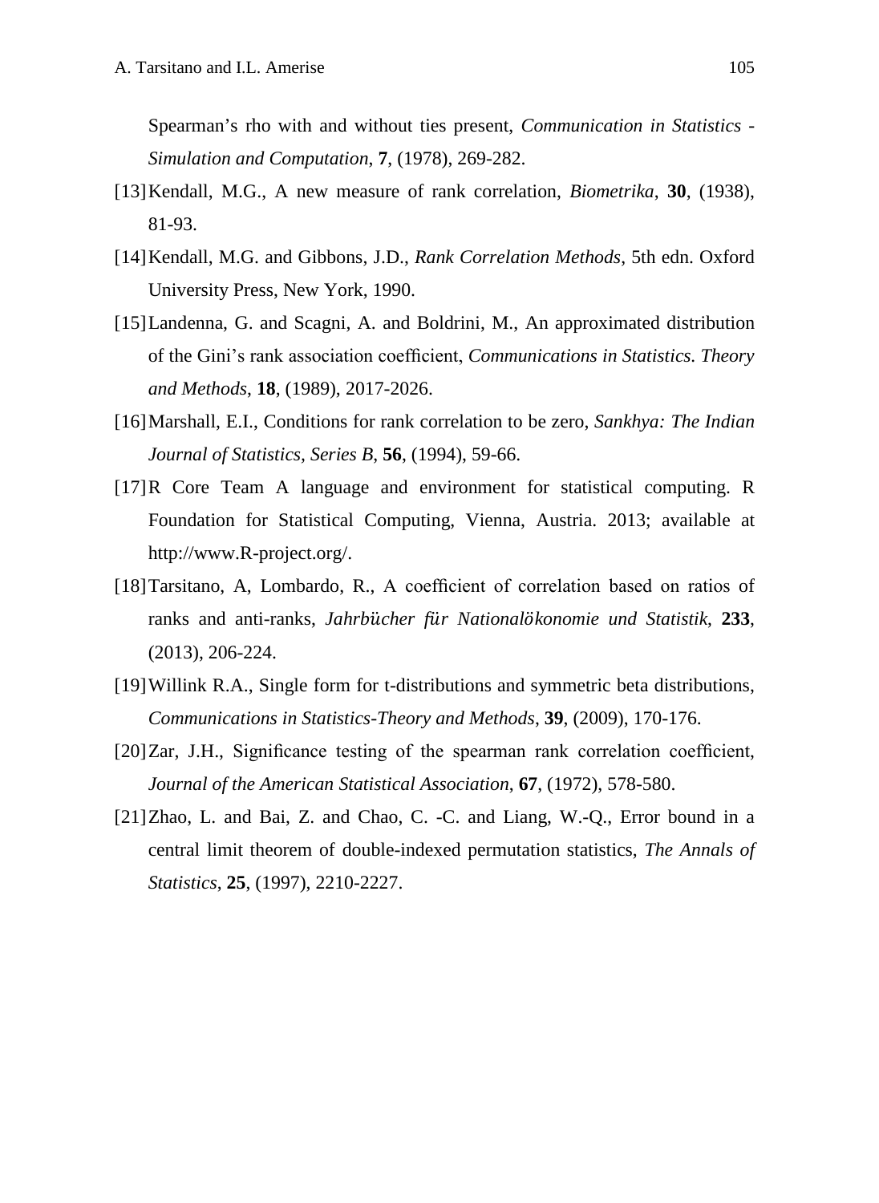Spearman's rho with and without ties present, *Communication in Statistics - Simulation and Computation*, **7**, (1978), 269-282.

[13] Kendall, M.G., A new measure of rank correlation, *Biometrika*, **30**, (1938), 81-93.

[14] Kendall, M.G. and Gibbons, J.D., *Rank Correlation Methods*, 5th edn. Oxford University Press, New York, 1990.

[15] Landenna, G. and Scagni, A. and Boldrini, M., An approximated distribution of the Gini's rank association coefficient, *Communications in Statistics. Theory and Methods*, **18**, (1989), 2017-2026.

[16] Marshall, E.I., Conditions for rank correlation to be zero, *Sankhya: The Indian Journal of Statistics, Series B*, **56**, (1994), 59-66.

[17] R Core Team A language and environment for statistical computing. R Foundation for Statistical Computing, Vienna, Austria. 2013; available at http://www.R-project.org/.

[18] Tarsitano, A, Lombardo, R., A coefficient of correlation based on ratios of ranks and anti-ranks, *Jahrbücher für Nationalökonomie und Statistik*, **233**, (2013), 206-224.

[19] Willink R.A., Single form for t-distributions and symmetric beta distributions, *Communications in Statistics-Theory and Methods*, **39**, (2009), 170-176.

[20] Zar, J.H., Significance testing of the spearman rank correlation coefficient, *Journal of the American Statistical Association*, **67**, (1972), 578-580.

[21] Zhao, L. and Bai, Z. and Chao, C. -C. and Liang, W.-Q., Error bound in a central limit theorem of double-indexed permutation statistics, *The Annals of Statistics*, **25**, (1997), 2210-2227.